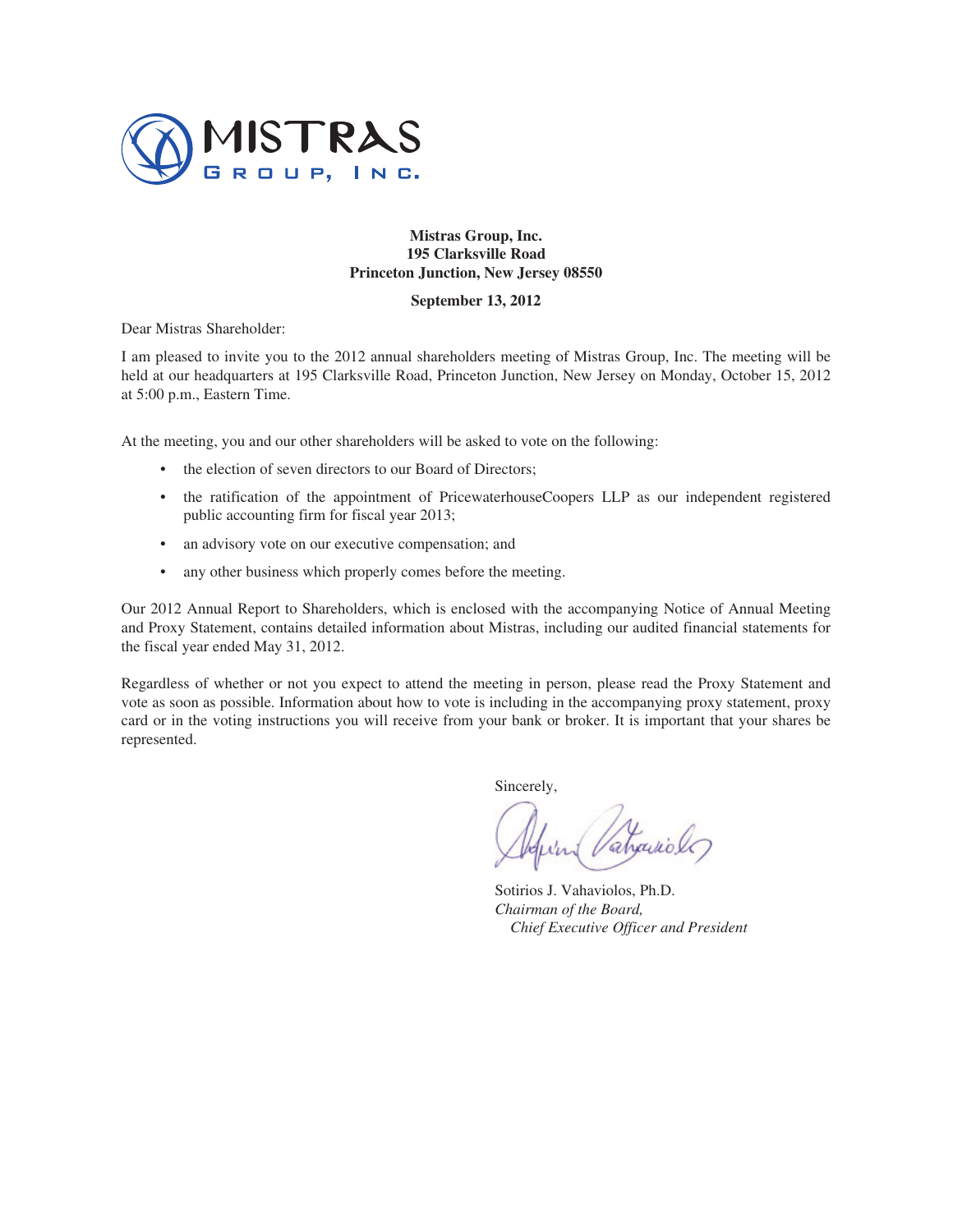**Mistras Group, Inc.**
**195 Clarksville Road**
**Princeton Junction, New Jersey 08550**

**September 13, 2012**

Dear Mistras Shareholder:

I am pleased to invite you to the 2012 annual shareholders meeting of Mistras Group, Inc. The meeting will be held at our headquarters at 195 Clarksville Road, Princeton Junction, New Jersey on Monday, October 15, 2012 at 5:00 p.m., Eastern Time.

At the meeting, you and our other shareholders will be asked to vote on the following:

- the election of seven directors to our Board of Directors;
- the ratification of the appointment of PricewaterhouseCoopers LLP as our independent registered public accounting firm for fiscal year 2013;
- an advisory vote on our executive compensation; and
- any other business which properly comes before the meeting.

Our 2012 Annual Report to Shareholders, which is enclosed with the accompanying Notice of Annual Meeting and Proxy Statement, contains detailed information about Mistras, including our audited financial statements for the fiscal year ended May 31, 2012.

Regardless of whether or not you expect to attend the meeting in person, please read the Proxy Statement and vote as soon as possible. Information about how to vote is including in the accompanying proxy statement, proxy card or in the voting instructions you will receive from your bank or broker. It is important that your shares be represented.

Sincerely,

Sotirios J. Vahaviolos, Ph.D.
*Chairman of the Board,*
*Chief Executive Officer and President*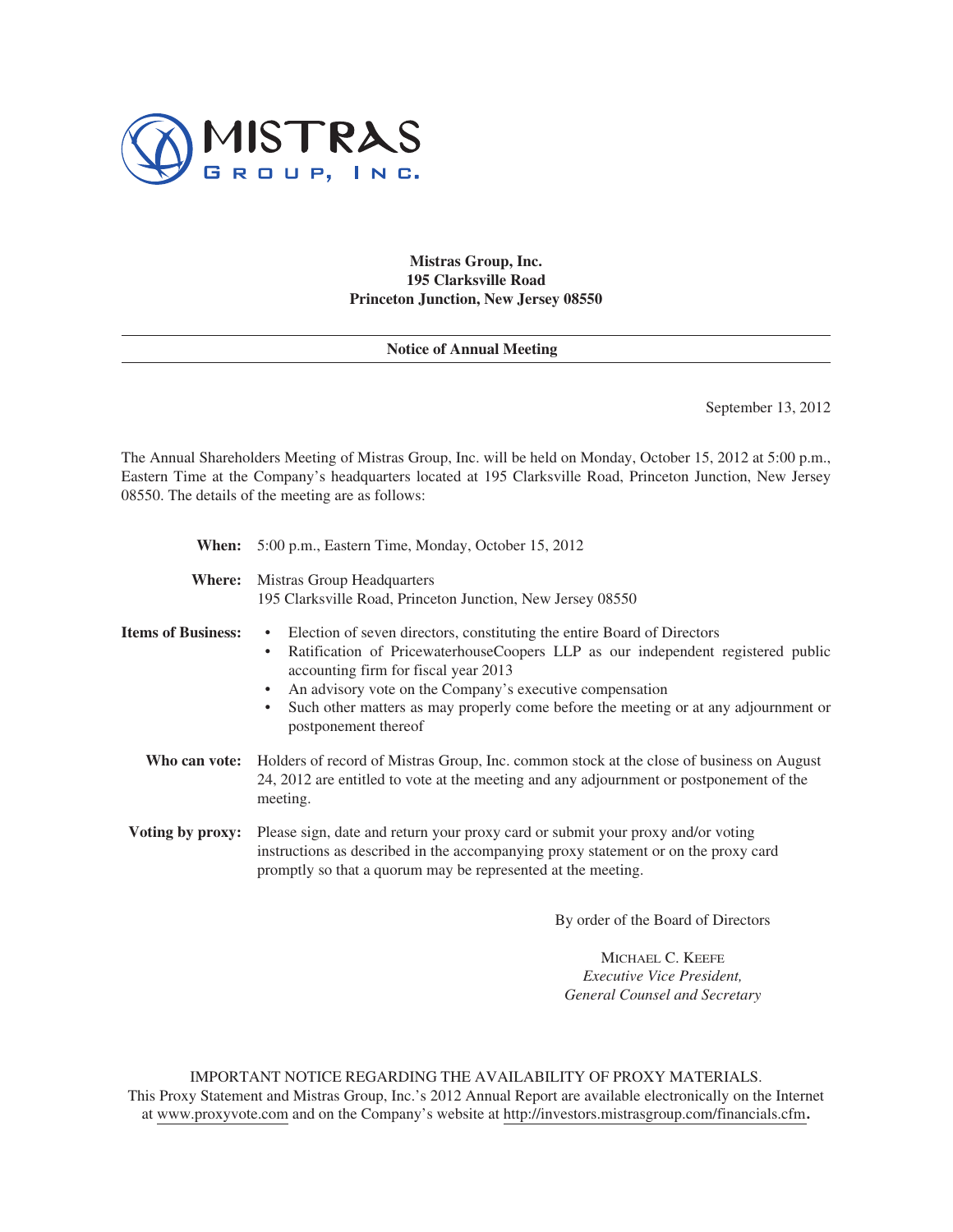**Mistras Group, Inc.**
**195 Clarksville Road**
**Princeton Junction, New Jersey 08550**

---

**Notice of Annual Meeting**

---

September 13, 2012

The Annual Shareholders Meeting of Mistras Group, Inc. will be held on Monday, October 15, 2012 at 5:00 p.m., Eastern Time at the Company's headquarters located at 195 Clarksville Road, Princeton Junction, New Jersey 08550. The details of the meeting are as follows:

**When:** 5:00 p.m., Eastern Time, Monday, October 15, 2012

**Where:** Mistras Group Headquarters
195 Clarksville Road, Princeton Junction, New Jersey 08550

**Items of Business:**

- Election of seven directors, constituting the entire Board of Directors
- Ratification of PricewaterhouseCoopers LLP as our independent registered public accounting firm for fiscal year 2013
- An advisory vote on the Company's executive compensation
- Such other matters as may properly come before the meeting or at any adjournment or postponement thereof

**Who can vote:** Holders of record of Mistras Group, Inc. common stock at the close of business on August 24, 2012 are entitled to vote at the meeting and any adjournment or postponement of the meeting.

**Voting by proxy:** Please sign, date and return your proxy card or submit your proxy and/or voting instructions as described in the accompanying proxy statement or on the proxy card promptly so that a quorum may be represented at the meeting.

By order of the Board of Directors

MICHAEL C. KEEFE
*Executive Vice President,*
*General Counsel and Secretary*

IMPORTANT NOTICE REGARDING THE AVAILABILITY OF PROXY MATERIALS.
This Proxy Statement and Mistras Group, Inc.'s 2012 Annual Report are available electronically on the Internet at www.proxyvote.com and on the Company's website at http://investors.mistrasgroup.com/financials.cfm.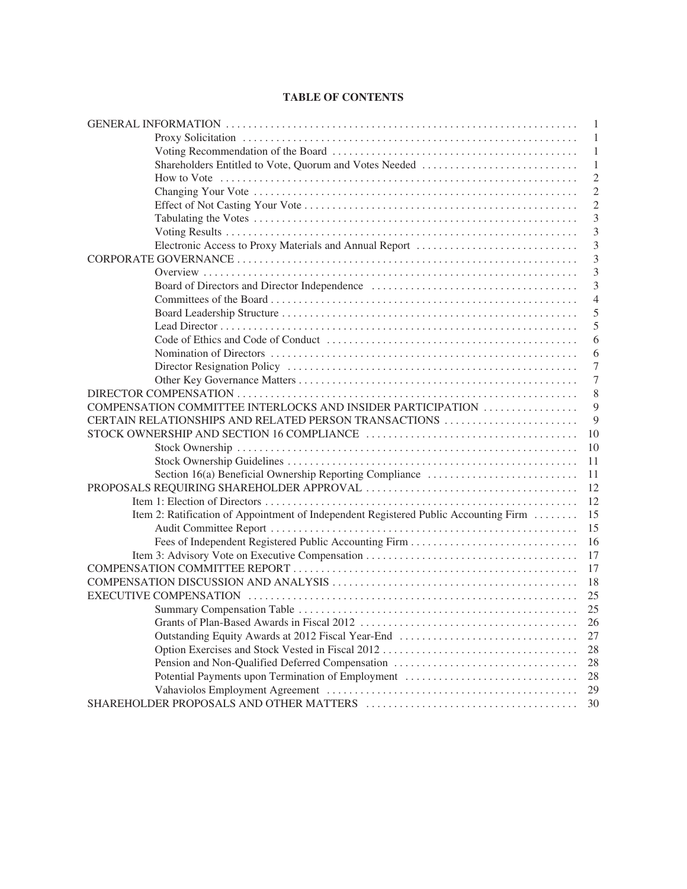## TABLE OF CONTENTS

| | |
|---|---|
| GENERAL INFORMATION | 1 |
| Proxy Solicitation | 1 |
| Voting Recommendation of the Board | 1 |
| Shareholders Entitled to Vote, Quorum and Votes Needed | 1 |
| How to Vote | 2 |
| Changing Your Vote | 2 |
| Effect of Not Casting Your Vote | 2 |
| Tabulating the Votes | 3 |
| Voting Results | 3 |
| Electronic Access to Proxy Materials and Annual Report | 3 |
| CORPORATE GOVERNANCE | 3 |
| Overview | 3 |
| Board of Directors and Director Independence | 3 |
| Committees of the Board | 4 |
| Board Leadership Structure | 5 |
| Lead Director | 5 |
| Code of Ethics and Code of Conduct | 6 |
| Nomination of Directors | 6 |
| Director Resignation Policy | 7 |
| Other Key Governance Matters | 7 |
| DIRECTOR COMPENSATION | 8 |
| COMPENSATION COMMITTEE INTERLOCKS AND INSIDER PARTICIPATION | 9 |
| CERTAIN RELATIONSHIPS AND RELATED PERSON TRANSACTIONS | 9 |
| STOCK OWNERSHIP AND SECTION 16 COMPLIANCE | 10 |
| Stock Ownership | 10 |
| Stock Ownership Guidelines | 11 |
| Section 16(a) Beneficial Ownership Reporting Compliance | 11 |
| PROPOSALS REQUIRING SHAREHOLDER APPROVAL | 12 |
| Item 1: Election of Directors | 12 |
| Item 2: Ratification of Appointment of Independent Registered Public Accounting Firm | 15 |
| Audit Committee Report | 15 |
| Fees of Independent Registered Public Accounting Firm | 16 |
| Item 3: Advisory Vote on Executive Compensation | 17 |
| COMPENSATION COMMITTEE REPORT | 17 |
| COMPENSATION DISCUSSION AND ANALYSIS | 18 |
| EXECUTIVE COMPENSATION | 25 |
| Summary Compensation Table | 25 |
| Grants of Plan-Based Awards in Fiscal 2012 | 26 |
| Outstanding Equity Awards at 2012 Fiscal Year-End | 27 |
| Option Exercises and Stock Vested in Fiscal 2012 | 28 |
| Pension and Non-Qualified Deferred Compensation | 28 |
| Potential Payments upon Termination of Employment | 28 |
| Vahaviolos Employment Agreement | 29 |
| SHAREHOLDER PROPOSALS AND OTHER MATTERS | 30 |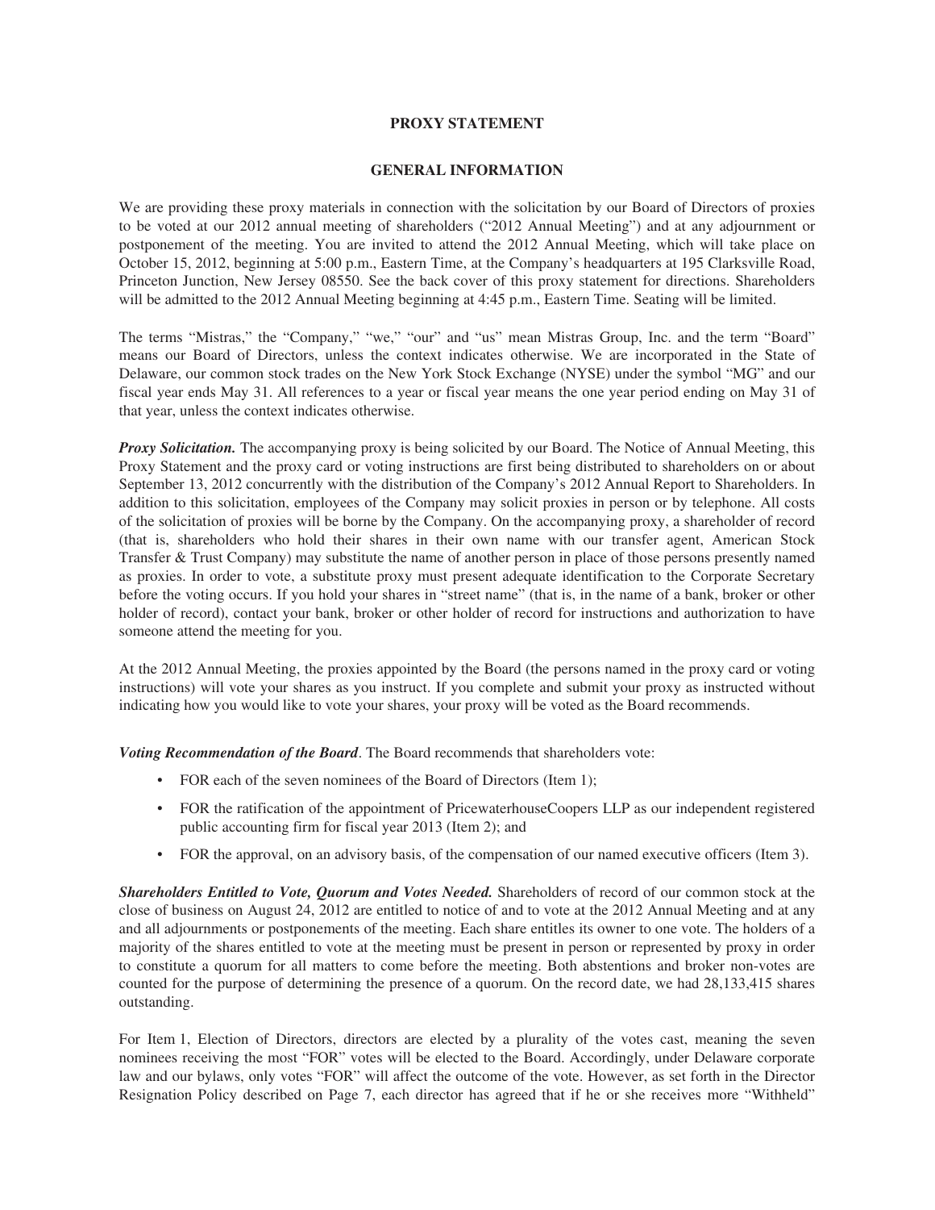# PROXY STATEMENT

## GENERAL INFORMATION

We are providing these proxy materials in connection with the solicitation by our Board of Directors of proxies to be voted at our 2012 annual meeting of shareholders ("2012 Annual Meeting") and at any adjournment or postponement of the meeting. You are invited to attend the 2012 Annual Meeting, which will take place on October 15, 2012, beginning at 5:00 p.m., Eastern Time, at the Company's headquarters at 195 Clarksville Road, Princeton Junction, New Jersey 08550. See the back cover of this proxy statement for directions. Shareholders will be admitted to the 2012 Annual Meeting beginning at 4:45 p.m., Eastern Time. Seating will be limited.

The terms "Mistras," the "Company," "we," "our" and "us" mean Mistras Group, Inc. and the term "Board" means our Board of Directors, unless the context indicates otherwise. We are incorporated in the State of Delaware, our common stock trades on the New York Stock Exchange (NYSE) under the symbol "MG" and our fiscal year ends May 31. All references to a year or fiscal year means the one year period ending on May 31 of that year, unless the context indicates otherwise.

***Proxy Solicitation.*** The accompanying proxy is being solicited by our Board. The Notice of Annual Meeting, this Proxy Statement and the proxy card or voting instructions are first being distributed to shareholders on or about September 13, 2012 concurrently with the distribution of the Company's 2012 Annual Report to Shareholders. In addition to this solicitation, employees of the Company may solicit proxies in person or by telephone. All costs of the solicitation of proxies will be borne by the Company. On the accompanying proxy, a shareholder of record (that is, shareholders who hold their shares in their own name with our transfer agent, American Stock Transfer & Trust Company) may substitute the name of another person in place of those persons presently named as proxies. In order to vote, a substitute proxy must present adequate identification to the Corporate Secretary before the voting occurs. If you hold your shares in "street name" (that is, in the name of a bank, broker or other holder of record), contact your bank, broker or other holder of record for instructions and authorization to have someone attend the meeting for you.

At the 2012 Annual Meeting, the proxies appointed by the Board (the persons named in the proxy card or voting instructions) will vote your shares as you instruct. If you complete and submit your proxy as instructed without indicating how you would like to vote your shares, your proxy will be voted as the Board recommends.

***Voting Recommendation of the Board***. The Board recommends that shareholders vote:

- FOR each of the seven nominees of the Board of Directors (Item 1);
- FOR the ratification of the appointment of PricewaterhouseCoopers LLP as our independent registered public accounting firm for fiscal year 2013 (Item 2); and
- FOR the approval, on an advisory basis, of the compensation of our named executive officers (Item 3).

***Shareholders Entitled to Vote, Quorum and Votes Needed.*** Shareholders of record of our common stock at the close of business on August 24, 2012 are entitled to notice of and to vote at the 2012 Annual Meeting and at any and all adjournments or postponements of the meeting. Each share entitles its owner to one vote. The holders of a majority of the shares entitled to vote at the meeting must be present in person or represented by proxy in order to constitute a quorum for all matters to come before the meeting. Both abstentions and broker non-votes are counted for the purpose of determining the presence of a quorum. On the record date, we had 28,133,415 shares outstanding.

For Item 1, Election of Directors, directors are elected by a plurality of the votes cast, meaning the seven nominees receiving the most "FOR" votes will be elected to the Board. Accordingly, under Delaware corporate law and our bylaws, only votes "FOR" will affect the outcome of the vote. However, as set forth in the Director Resignation Policy described on Page 7, each director has agreed that if he or she receives more "Withheld"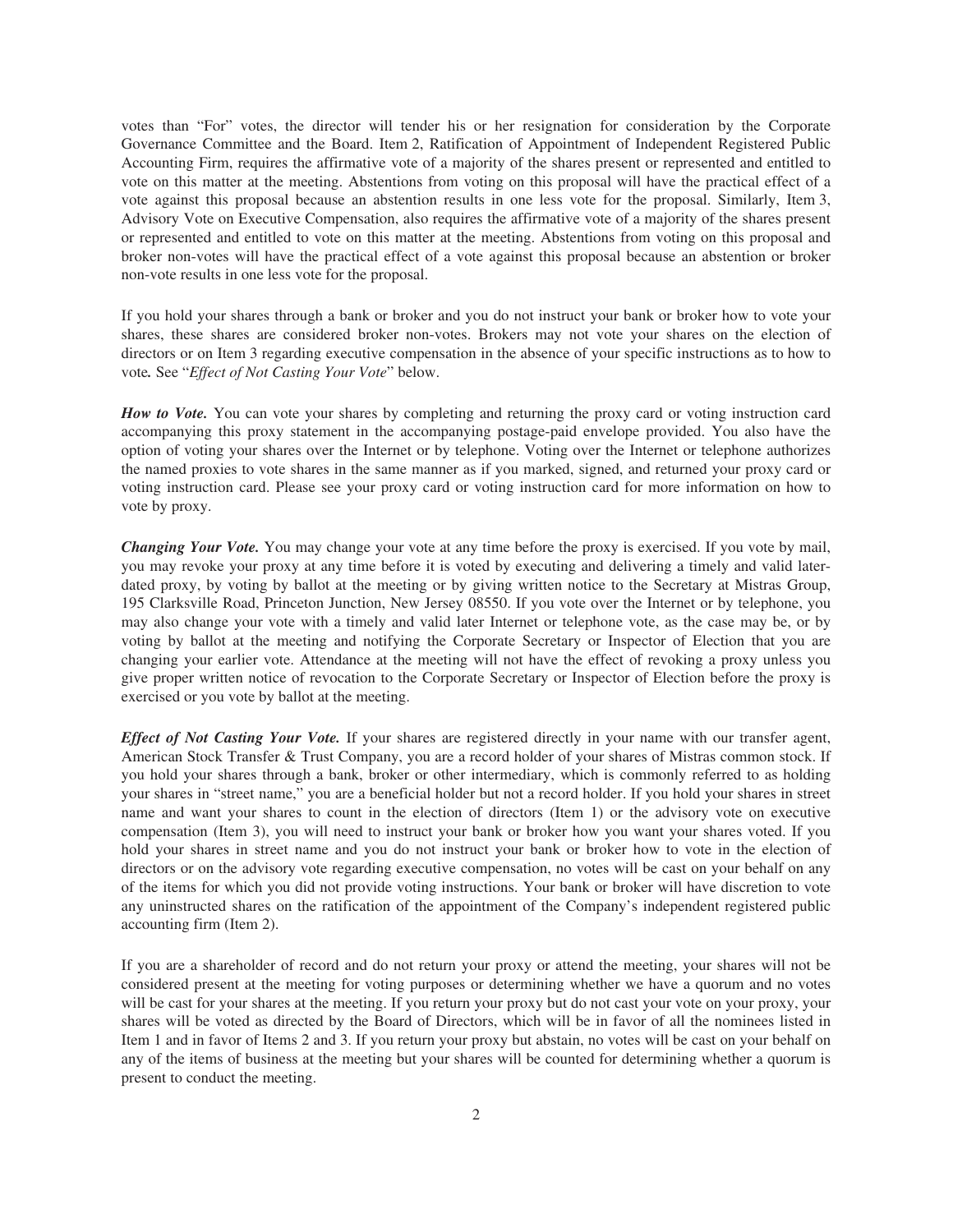votes than "For" votes, the director will tender his or her resignation for consideration by the Corporate Governance Committee and the Board. Item 2, Ratification of Appointment of Independent Registered Public Accounting Firm, requires the affirmative vote of a majority of the shares present or represented and entitled to vote on this matter at the meeting. Abstentions from voting on this proposal will have the practical effect of a vote against this proposal because an abstention results in one less vote for the proposal. Similarly, Item 3, Advisory Vote on Executive Compensation, also requires the affirmative vote of a majority of the shares present or represented and entitled to vote on this matter at the meeting. Abstentions from voting on this proposal and broker non-votes will have the practical effect of a vote against this proposal because an abstention or broker non-vote results in one less vote for the proposal.

If you hold your shares through a bank or broker and you do not instruct your bank or broker how to vote your shares, these shares are considered broker non-votes. Brokers may not vote your shares on the election of directors or on Item 3 regarding executive compensation in the absence of your specific instructions as to how to vote*.* See "*Effect of Not Casting Your Vote*" below.

***How to Vote.*** You can vote your shares by completing and returning the proxy card or voting instruction card accompanying this proxy statement in the accompanying postage-paid envelope provided. You also have the option of voting your shares over the Internet or by telephone. Voting over the Internet or telephone authorizes the named proxies to vote shares in the same manner as if you marked, signed, and returned your proxy card or voting instruction card. Please see your proxy card or voting instruction card for more information on how to vote by proxy.

***Changing Your Vote.*** You may change your vote at any time before the proxy is exercised. If you vote by mail, you may revoke your proxy at any time before it is voted by executing and delivering a timely and valid later-dated proxy, by voting by ballot at the meeting or by giving written notice to the Secretary at Mistras Group, 195 Clarksville Road, Princeton Junction, New Jersey 08550. If you vote over the Internet or by telephone, you may also change your vote with a timely and valid later Internet or telephone vote, as the case may be, or by voting by ballot at the meeting and notifying the Corporate Secretary or Inspector of Election that you are changing your earlier vote. Attendance at the meeting will not have the effect of revoking a proxy unless you give proper written notice of revocation to the Corporate Secretary or Inspector of Election before the proxy is exercised or you vote by ballot at the meeting.

***Effect of Not Casting Your Vote.*** If your shares are registered directly in your name with our transfer agent, American Stock Transfer & Trust Company, you are a record holder of your shares of Mistras common stock. If you hold your shares through a bank, broker or other intermediary, which is commonly referred to as holding your shares in "street name," you are a beneficial holder but not a record holder. If you hold your shares in street name and want your shares to count in the election of directors (Item 1) or the advisory vote on executive compensation (Item 3), you will need to instruct your bank or broker how you want your shares voted. If you hold your shares in street name and you do not instruct your bank or broker how to vote in the election of directors or on the advisory vote regarding executive compensation, no votes will be cast on your behalf on any of the items for which you did not provide voting instructions. Your bank or broker will have discretion to vote any uninstructed shares on the ratification of the appointment of the Company's independent registered public accounting firm (Item 2).

If you are a shareholder of record and do not return your proxy or attend the meeting, your shares will not be considered present at the meeting for voting purposes or determining whether we have a quorum and no votes will be cast for your shares at the meeting. If you return your proxy but do not cast your vote on your proxy, your shares will be voted as directed by the Board of Directors, which will be in favor of all the nominees listed in Item 1 and in favor of Items 2 and 3. If you return your proxy but abstain, no votes will be cast on your behalf on any of the items of business at the meeting but your shares will be counted for determining whether a quorum is present to conduct the meeting.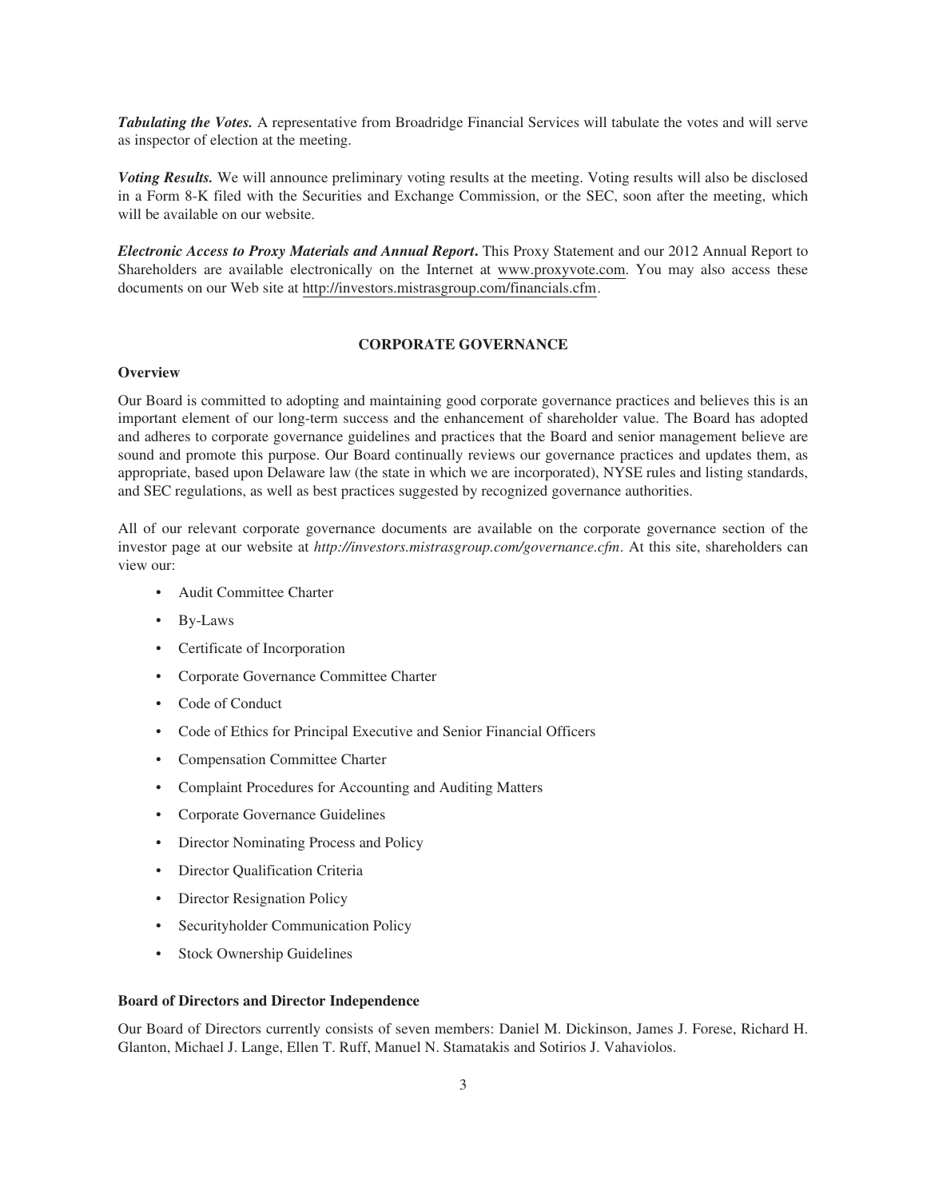***Tabulating the Votes.*** A representative from Broadridge Financial Services will tabulate the votes and will serve as inspector of election at the meeting.

***Voting Results.*** We will announce preliminary voting results at the meeting. Voting results will also be disclosed in a Form 8-K filed with the Securities and Exchange Commission, or the SEC, soon after the meeting, which will be available on our website.

***Electronic Access to Proxy Materials and Annual Report*****.** This Proxy Statement and our 2012 Annual Report to Shareholders are available electronically on the Internet at www.proxyvote.com. You may also access these documents on our Web site at http://investors.mistrasgroup.com/financials.cfm.

## CORPORATE GOVERNANCE

### Overview

Our Board is committed to adopting and maintaining good corporate governance practices and believes this is an important element of our long-term success and the enhancement of shareholder value. The Board has adopted and adheres to corporate governance guidelines and practices that the Board and senior management believe are sound and promote this purpose. Our Board continually reviews our governance practices and updates them, as appropriate, based upon Delaware law (the state in which we are incorporated), NYSE rules and listing standards, and SEC regulations, as well as best practices suggested by recognized governance authorities.

All of our relevant corporate governance documents are available on the corporate governance section of the investor page at our website at *http://investors.mistrasgroup.com/governance.cfm*. At this site, shareholders can view our:

- Audit Committee Charter
- By-Laws
- Certificate of Incorporation
- Corporate Governance Committee Charter
- Code of Conduct
- Code of Ethics for Principal Executive and Senior Financial Officers
- Compensation Committee Charter
- Complaint Procedures for Accounting and Auditing Matters
- Corporate Governance Guidelines
- Director Nominating Process and Policy
- Director Qualification Criteria
- Director Resignation Policy
- Securityholder Communication Policy
- Stock Ownership Guidelines

### Board of Directors and Director Independence

Our Board of Directors currently consists of seven members: Daniel M. Dickinson, James J. Forese, Richard H. Glanton, Michael J. Lange, Ellen T. Ruff, Manuel N. Stamatakis and Sotirios J. Vahaviolos.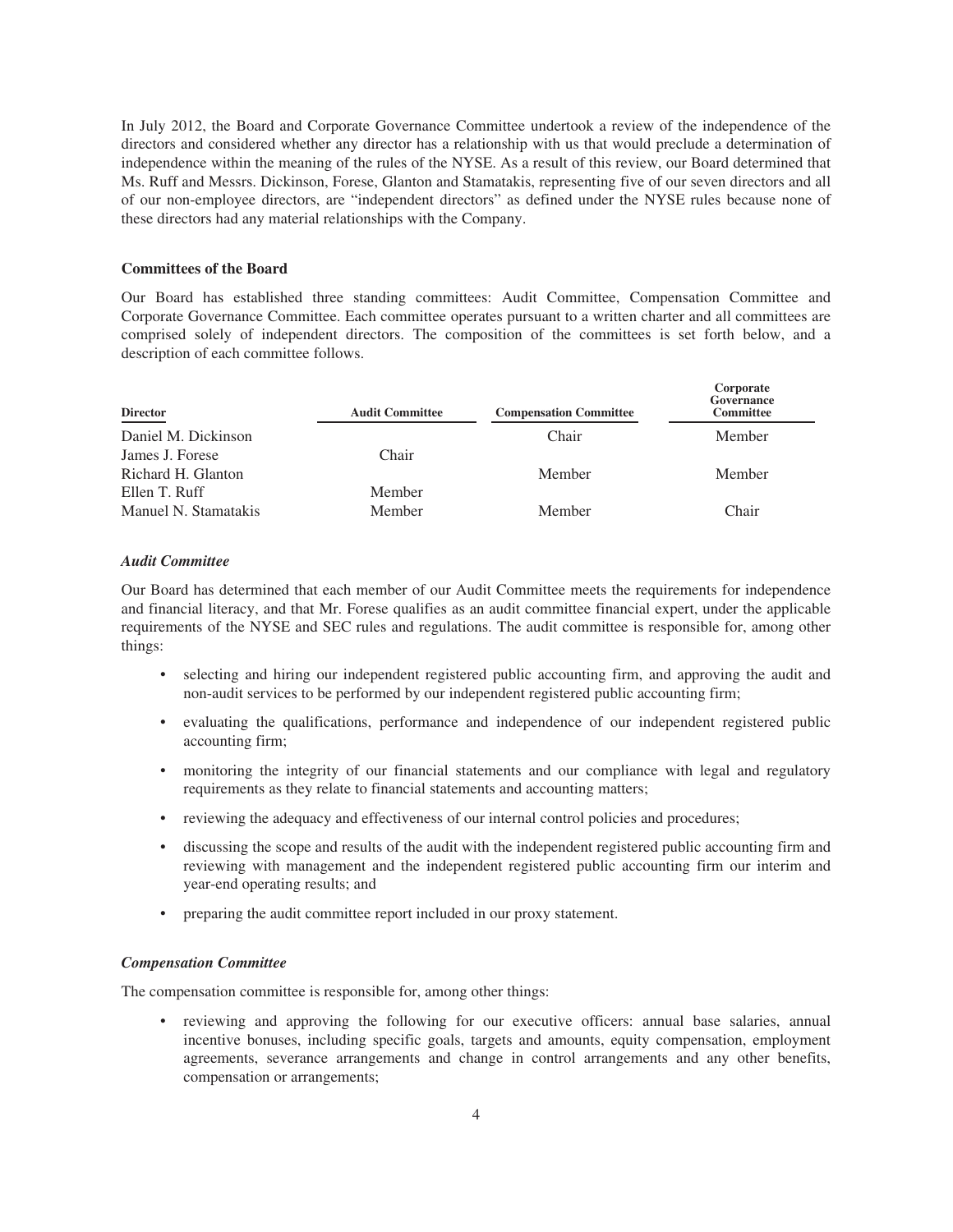In July 2012, the Board and Corporate Governance Committee undertook a review of the independence of the directors and considered whether any director has a relationship with us that would preclude a determination of independence within the meaning of the rules of the NYSE. As a result of this review, our Board determined that Ms. Ruff and Messrs. Dickinson, Forese, Glanton and Stamatakis, representing five of our seven directors and all of our non-employee directors, are "independent directors" as defined under the NYSE rules because none of these directors had any material relationships with the Company.

### Committees of the Board

Our Board has established three standing committees: Audit Committee, Compensation Committee and Corporate Governance Committee. Each committee operates pursuant to a written charter and all committees are comprised solely of independent directors. The composition of the committees is set forth below, and a description of each committee follows.

| Director | Audit Committee | Compensation Committee | Corporate Governance Committee |
|---|---|---|---|
| Daniel M. Dickinson | | Chair | Member |
| James J. Forese | Chair | | |
| Richard H. Glanton | | Member | Member |
| Ellen T. Ruff | Member | | |
| Manuel N. Stamatakis | Member | Member | Chair |

#### *Audit Committee*

Our Board has determined that each member of our Audit Committee meets the requirements for independence and financial literacy, and that Mr. Forese qualifies as an audit committee financial expert, under the applicable requirements of the NYSE and SEC rules and regulations. The audit committee is responsible for, among other things:

- selecting and hiring our independent registered public accounting firm, and approving the audit and non-audit services to be performed by our independent registered public accounting firm;
- evaluating the qualifications, performance and independence of our independent registered public accounting firm;
- monitoring the integrity of our financial statements and our compliance with legal and regulatory requirements as they relate to financial statements and accounting matters;
- reviewing the adequacy and effectiveness of our internal control policies and procedures;
- discussing the scope and results of the audit with the independent registered public accounting firm and reviewing with management and the independent registered public accounting firm our interim and year-end operating results; and
- preparing the audit committee report included in our proxy statement.

#### *Compensation Committee*

The compensation committee is responsible for, among other things:

- reviewing and approving the following for our executive officers: annual base salaries, annual incentive bonuses, including specific goals, targets and amounts, equity compensation, employment agreements, severance arrangements and change in control arrangements and any other benefits, compensation or arrangements;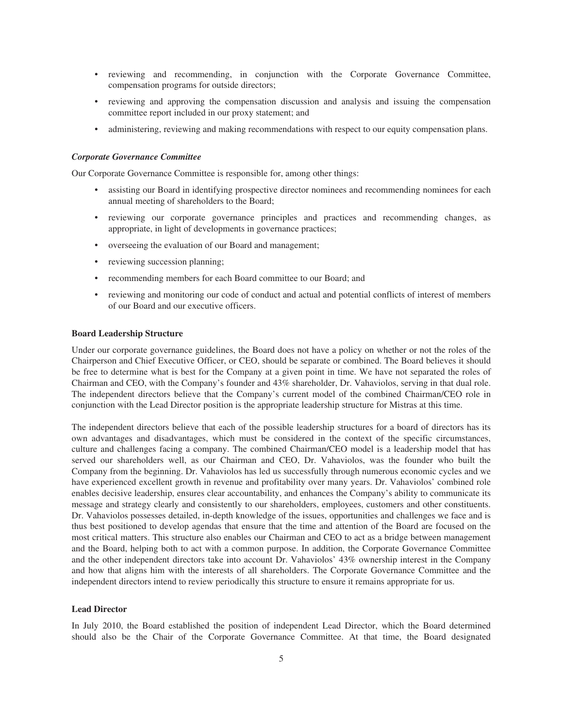- reviewing and recommending, in conjunction with the Corporate Governance Committee, compensation programs for outside directors;
- reviewing and approving the compensation discussion and analysis and issuing the compensation committee report included in our proxy statement; and
- administering, reviewing and making recommendations with respect to our equity compensation plans.

### *Corporate Governance Committee*

Our Corporate Governance Committee is responsible for, among other things:

- assisting our Board in identifying prospective director nominees and recommending nominees for each annual meeting of shareholders to the Board;
- reviewing our corporate governance principles and practices and recommending changes, as appropriate, in light of developments in governance practices;
- overseeing the evaluation of our Board and management;
- reviewing succession planning;
- recommending members for each Board committee to our Board; and
- reviewing and monitoring our code of conduct and actual and potential conflicts of interest of members of our Board and our executive officers.

## Board Leadership Structure

Under our corporate governance guidelines, the Board does not have a policy on whether or not the roles of the Chairperson and Chief Executive Officer, or CEO, should be separate or combined. The Board believes it should be free to determine what is best for the Company at a given point in time. We have not separated the roles of Chairman and CEO, with the Company's founder and 43% shareholder, Dr. Vahaviolos, serving in that dual role. The independent directors believe that the Company's current model of the combined Chairman/CEO role in conjunction with the Lead Director position is the appropriate leadership structure for Mistras at this time.

The independent directors believe that each of the possible leadership structures for a board of directors has its own advantages and disadvantages, which must be considered in the context of the specific circumstances, culture and challenges facing a company. The combined Chairman/CEO model is a leadership model that has served our shareholders well, as our Chairman and CEO, Dr. Vahaviolos, was the founder who built the Company from the beginning. Dr. Vahaviolos has led us successfully through numerous economic cycles and we have experienced excellent growth in revenue and profitability over many years. Dr. Vahaviolos' combined role enables decisive leadership, ensures clear accountability, and enhances the Company's ability to communicate its message and strategy clearly and consistently to our shareholders, employees, customers and other constituents. Dr. Vahaviolos possesses detailed, in-depth knowledge of the issues, opportunities and challenges we face and is thus best positioned to develop agendas that ensure that the time and attention of the Board are focused on the most critical matters. This structure also enables our Chairman and CEO to act as a bridge between management and the Board, helping both to act with a common purpose. In addition, the Corporate Governance Committee and the other independent directors take into account Dr. Vahaviolos' 43% ownership interest in the Company and how that aligns him with the interests of all shareholders. The Corporate Governance Committee and the independent directors intend to review periodically this structure to ensure it remains appropriate for us.

## Lead Director

In July 2010, the Board established the position of independent Lead Director, which the Board determined should also be the Chair of the Corporate Governance Committee. At that time, the Board designated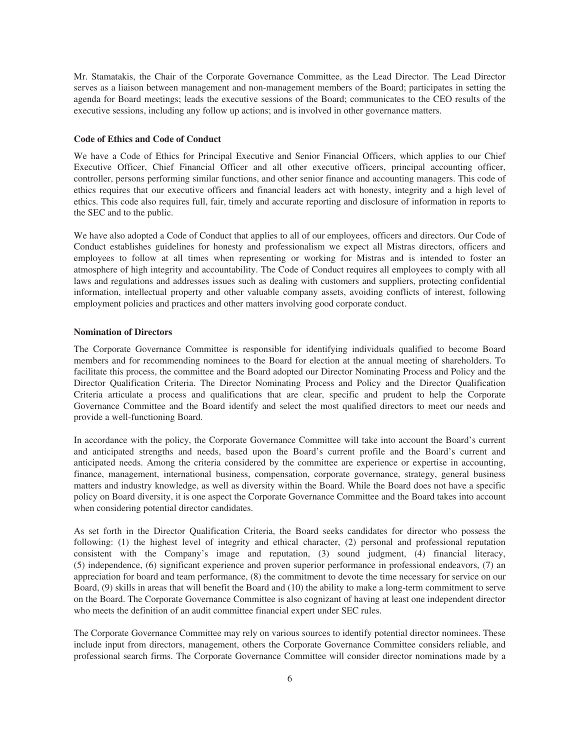Mr. Stamatakis, the Chair of the Corporate Governance Committee, as the Lead Director. The Lead Director serves as a liaison between management and non-management members of the Board; participates in setting the agenda for Board meetings; leads the executive sessions of the Board; communicates to the CEO results of the executive sessions, including any follow up actions; and is involved in other governance matters.

**Code of Ethics and Code of Conduct**

We have a Code of Ethics for Principal Executive and Senior Financial Officers, which applies to our Chief Executive Officer, Chief Financial Officer and all other executive officers, principal accounting officer, controller, persons performing similar functions, and other senior finance and accounting managers. This code of ethics requires that our executive officers and financial leaders act with honesty, integrity and a high level of ethics. This code also requires full, fair, timely and accurate reporting and disclosure of information in reports to the SEC and to the public.

We have also adopted a Code of Conduct that applies to all of our employees, officers and directors. Our Code of Conduct establishes guidelines for honesty and professionalism we expect all Mistras directors, officers and employees to follow at all times when representing or working for Mistras and is intended to foster an atmosphere of high integrity and accountability. The Code of Conduct requires all employees to comply with all laws and regulations and addresses issues such as dealing with customers and suppliers, protecting confidential information, intellectual property and other valuable company assets, avoiding conflicts of interest, following employment policies and practices and other matters involving good corporate conduct.

**Nomination of Directors**

The Corporate Governance Committee is responsible for identifying individuals qualified to become Board members and for recommending nominees to the Board for election at the annual meeting of shareholders. To facilitate this process, the committee and the Board adopted our Director Nominating Process and Policy and the Director Qualification Criteria. The Director Nominating Process and Policy and the Director Qualification Criteria articulate a process and qualifications that are clear, specific and prudent to help the Corporate Governance Committee and the Board identify and select the most qualified directors to meet our needs and provide a well-functioning Board.

In accordance with the policy, the Corporate Governance Committee will take into account the Board's current and anticipated strengths and needs, based upon the Board's current profile and the Board's current and anticipated needs. Among the criteria considered by the committee are experience or expertise in accounting, finance, management, international business, compensation, corporate governance, strategy, general business matters and industry knowledge, as well as diversity within the Board. While the Board does not have a specific policy on Board diversity, it is one aspect the Corporate Governance Committee and the Board takes into account when considering potential director candidates.

As set forth in the Director Qualification Criteria, the Board seeks candidates for director who possess the following: (1) the highest level of integrity and ethical character, (2) personal and professional reputation consistent with the Company's image and reputation, (3) sound judgment, (4) financial literacy, (5) independence, (6) significant experience and proven superior performance in professional endeavors, (7) an appreciation for board and team performance, (8) the commitment to devote the time necessary for service on our Board, (9) skills in areas that will benefit the Board and (10) the ability to make a long-term commitment to serve on the Board. The Corporate Governance Committee is also cognizant of having at least one independent director who meets the definition of an audit committee financial expert under SEC rules.

The Corporate Governance Committee may rely on various sources to identify potential director nominees. These include input from directors, management, others the Corporate Governance Committee considers reliable, and professional search firms. The Corporate Governance Committee will consider director nominations made by a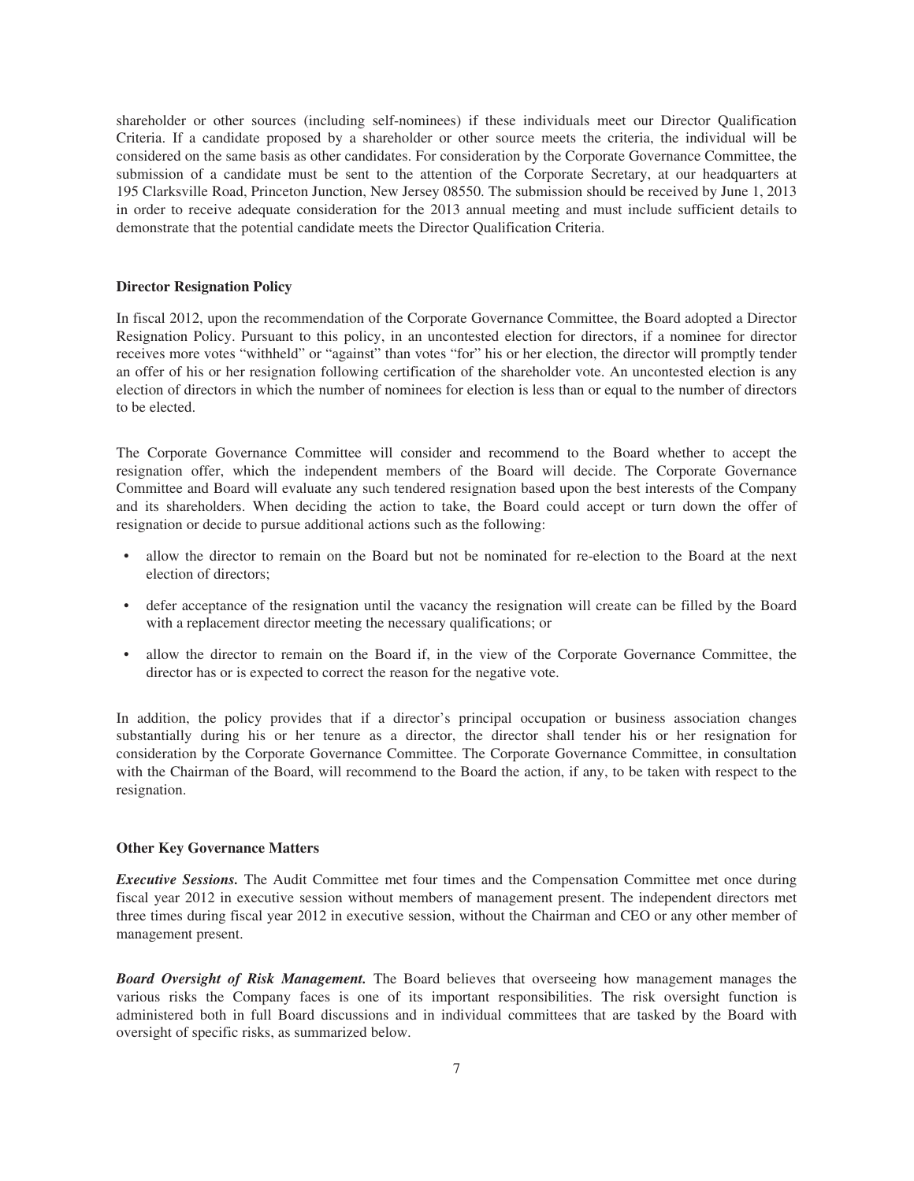shareholder or other sources (including self-nominees) if these individuals meet our Director Qualification Criteria. If a candidate proposed by a shareholder or other source meets the criteria, the individual will be considered on the same basis as other candidates. For consideration by the Corporate Governance Committee, the submission of a candidate must be sent to the attention of the Corporate Secretary, at our headquarters at 195 Clarksville Road, Princeton Junction, New Jersey 08550. The submission should be received by June 1, 2013 in order to receive adequate consideration for the 2013 annual meeting and must include sufficient details to demonstrate that the potential candidate meets the Director Qualification Criteria.

**Director Resignation Policy**

In fiscal 2012, upon the recommendation of the Corporate Governance Committee, the Board adopted a Director Resignation Policy. Pursuant to this policy, in an uncontested election for directors, if a nominee for director receives more votes "withheld" or "against" than votes "for" his or her election, the director will promptly tender an offer of his or her resignation following certification of the shareholder vote. An uncontested election is any election of directors in which the number of nominees for election is less than or equal to the number of directors to be elected.

The Corporate Governance Committee will consider and recommend to the Board whether to accept the resignation offer, which the independent members of the Board will decide. The Corporate Governance Committee and Board will evaluate any such tendered resignation based upon the best interests of the Company and its shareholders. When deciding the action to take, the Board could accept or turn down the offer of resignation or decide to pursue additional actions such as the following:

- allow the director to remain on the Board but not be nominated for re-election to the Board at the next election of directors;
- defer acceptance of the resignation until the vacancy the resignation will create can be filled by the Board with a replacement director meeting the necessary qualifications; or
- allow the director to remain on the Board if, in the view of the Corporate Governance Committee, the director has or is expected to correct the reason for the negative vote.

In addition, the policy provides that if a director's principal occupation or business association changes substantially during his or her tenure as a director, the director shall tender his or her resignation for consideration by the Corporate Governance Committee. The Corporate Governance Committee, in consultation with the Chairman of the Board, will recommend to the Board the action, if any, to be taken with respect to the resignation.

**Other Key Governance Matters**

***Executive Sessions.*** The Audit Committee met four times and the Compensation Committee met once during fiscal year 2012 in executive session without members of management present. The independent directors met three times during fiscal year 2012 in executive session, without the Chairman and CEO or any other member of management present.

***Board Oversight of Risk Management.*** The Board believes that overseeing how management manages the various risks the Company faces is one of its important responsibilities. The risk oversight function is administered both in full Board discussions and in individual committees that are tasked by the Board with oversight of specific risks, as summarized below.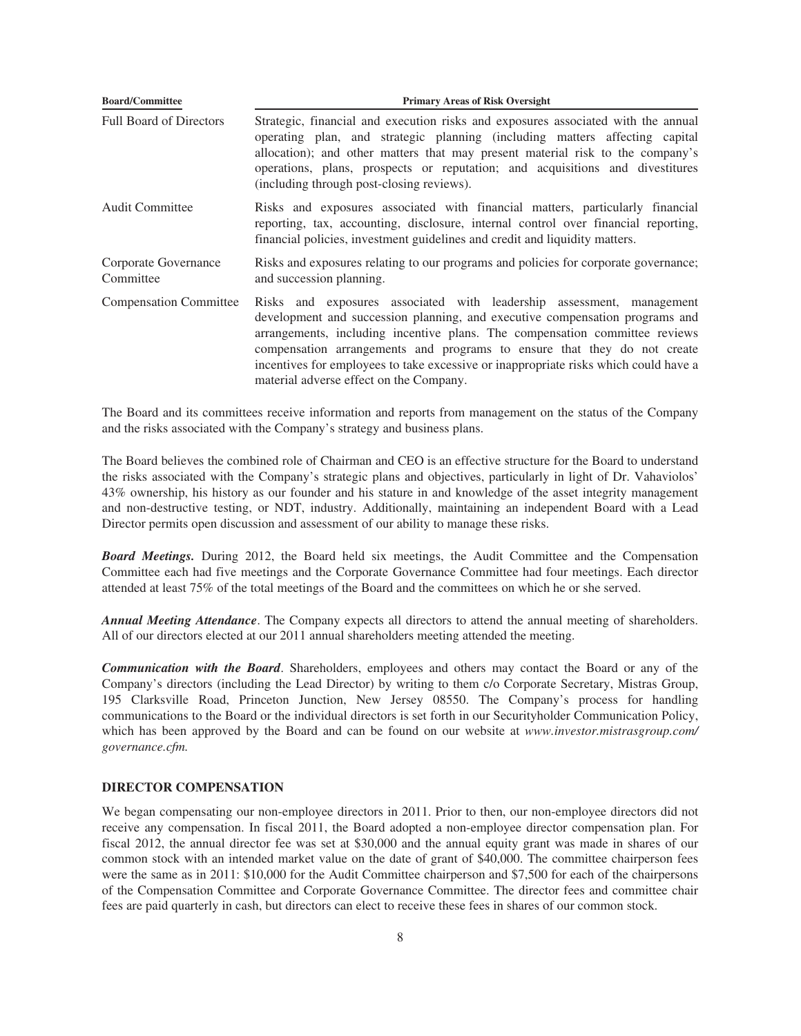| Board/Committee | Primary Areas of Risk Oversight |
|---|---|
| Full Board of Directors | Strategic, financial and execution risks and exposures associated with the annual operating plan, and strategic planning (including matters affecting capital allocation); and other matters that may present material risk to the company's operations, plans, prospects or reputation; and acquisitions and divestitures (including through post-closing reviews). |
| Audit Committee | Risks and exposures associated with financial matters, particularly financial reporting, tax, accounting, disclosure, internal control over financial reporting, financial policies, investment guidelines and credit and liquidity matters. |
| Corporate Governance Committee | Risks and exposures relating to our programs and policies for corporate governance; and succession planning. |
| Compensation Committee | Risks and exposures associated with leadership assessment, management development and succession planning, and executive compensation programs and arrangements, including incentive plans. The compensation committee reviews compensation arrangements and programs to ensure that they do not create incentives for employees to take excessive or inappropriate risks which could have a material adverse effect on the Company. |

The Board and its committees receive information and reports from management on the status of the Company and the risks associated with the Company's strategy and business plans.

The Board believes the combined role of Chairman and CEO is an effective structure for the Board to understand the risks associated with the Company's strategic plans and objectives, particularly in light of Dr. Vahaviolos' 43% ownership, his history as our founder and his stature in and knowledge of the asset integrity management and non-destructive testing, or NDT, industry. Additionally, maintaining an independent Board with a Lead Director permits open discussion and assessment of our ability to manage these risks.

***Board Meetings.*** During 2012, the Board held six meetings, the Audit Committee and the Compensation Committee each had five meetings and the Corporate Governance Committee had four meetings. Each director attended at least 75% of the total meetings of the Board and the committees on which he or she served.

***Annual Meeting Attendance***. The Company expects all directors to attend the annual meeting of shareholders. All of our directors elected at our 2011 annual shareholders meeting attended the meeting.

***Communication with the Board***. Shareholders, employees and others may contact the Board or any of the Company's directors (including the Lead Director) by writing to them c/o Corporate Secretary, Mistras Group, 195 Clarksville Road, Princeton Junction, New Jersey 08550. The Company's process for handling communications to the Board or the individual directors is set forth in our Securityholder Communication Policy, which has been approved by the Board and can be found on our website at *www.investor.mistrasgroup.com/governance.cfm.*

## DIRECTOR COMPENSATION

We began compensating our non-employee directors in 2011. Prior to then, our non-employee directors did not receive any compensation. In fiscal 2011, the Board adopted a non-employee director compensation plan. For fiscal 2012, the annual director fee was set at $30,000 and the annual equity grant was made in shares of our common stock with an intended market value on the date of grant of $40,000. The committee chairperson fees were the same as in 2011: $10,000 for the Audit Committee chairperson and $7,500 for each of the chairpersons of the Compensation Committee and Corporate Governance Committee. The director fees and committee chair fees are paid quarterly in cash, but directors can elect to receive these fees in shares of our common stock.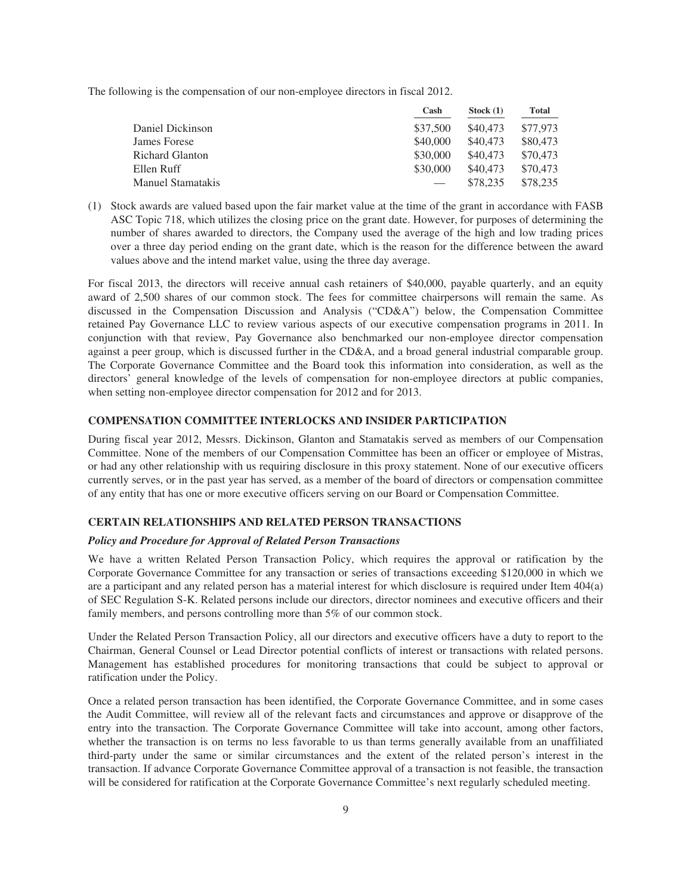The following is the compensation of our non-employee directors in fiscal 2012.

| | Cash | Stock (1) | Total |
|---|---|---|---|
| Daniel Dickinson | \$37,500 | \$40,473 | \$77,973 |
| James Forese | \$40,000 | \$40,473 | \$80,473 |
| Richard Glanton | \$30,000 | \$40,473 | \$70,473 |
| Ellen Ruff | \$30,000 | \$40,473 | \$70,473 |
| Manuel Stamatakis | — | \$78,235 | \$78,235 |

(1) Stock awards are valued based upon the fair market value at the time of the grant in accordance with FASB ASC Topic 718, which utilizes the closing price on the grant date. However, for purposes of determining the number of shares awarded to directors, the Company used the average of the high and low trading prices over a three day period ending on the grant date, which is the reason for the difference between the award values above and the intend market value, using the three day average.

For fiscal 2013, the directors will receive annual cash retainers of \$40,000, payable quarterly, and an equity award of 2,500 shares of our common stock. The fees for committee chairpersons will remain the same. As discussed in the Compensation Discussion and Analysis ("CD&A") below, the Compensation Committee retained Pay Governance LLC to review various aspects of our executive compensation programs in 2011. In conjunction with that review, Pay Governance also benchmarked our non-employee director compensation against a peer group, which is discussed further in the CD&A, and a broad general industrial comparable group. The Corporate Governance Committee and the Board took this information into consideration, as well as the directors' general knowledge of the levels of compensation for non-employee directors at public companies, when setting non-employee director compensation for 2012 and for 2013.

### COMPENSATION COMMITTEE INTERLOCKS AND INSIDER PARTICIPATION

During fiscal year 2012, Messrs. Dickinson, Glanton and Stamatakis served as members of our Compensation Committee. None of the members of our Compensation Committee has been an officer or employee of Mistras, or had any other relationship with us requiring disclosure in this proxy statement. None of our executive officers currently serves, or in the past year has served, as a member of the board of directors or compensation committee of any entity that has one or more executive officers serving on our Board or Compensation Committee.

### CERTAIN RELATIONSHIPS AND RELATED PERSON TRANSACTIONS

#### *Policy and Procedure for Approval of Related Person Transactions*

We have a written Related Person Transaction Policy, which requires the approval or ratification by the Corporate Governance Committee for any transaction or series of transactions exceeding \$120,000 in which we are a participant and any related person has a material interest for which disclosure is required under Item 404(a) of SEC Regulation S-K. Related persons include our directors, director nominees and executive officers and their family members, and persons controlling more than 5% of our common stock.

Under the Related Person Transaction Policy, all our directors and executive officers have a duty to report to the Chairman, General Counsel or Lead Director potential conflicts of interest or transactions with related persons. Management has established procedures for monitoring transactions that could be subject to approval or ratification under the Policy.

Once a related person transaction has been identified, the Corporate Governance Committee, and in some cases the Audit Committee, will review all of the relevant facts and circumstances and approve or disapprove of the entry into the transaction. The Corporate Governance Committee will take into account, among other factors, whether the transaction is on terms no less favorable to us than terms generally available from an unaffiliated third-party under the same or similar circumstances and the extent of the related person's interest in the transaction. If advance Corporate Governance Committee approval of a transaction is not feasible, the transaction will be considered for ratification at the Corporate Governance Committee's next regularly scheduled meeting.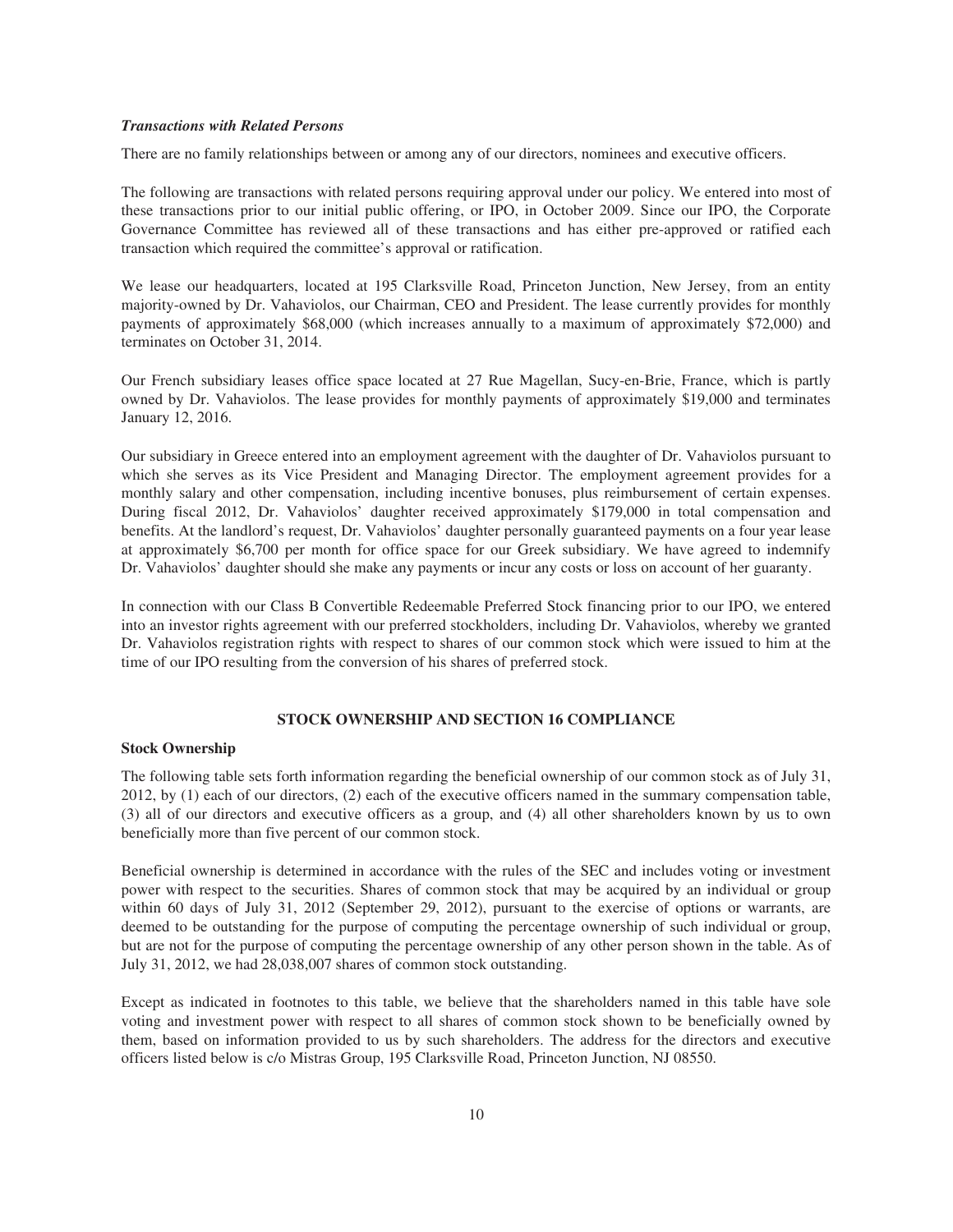***Transactions with Related Persons***

There are no family relationships between or among any of our directors, nominees and executive officers.

The following are transactions with related persons requiring approval under our policy. We entered into most of these transactions prior to our initial public offering, or IPO, in October 2009. Since our IPO, the Corporate Governance Committee has reviewed all of these transactions and has either pre-approved or ratified each transaction which required the committee's approval or ratification.

We lease our headquarters, located at 195 Clarksville Road, Princeton Junction, New Jersey, from an entity majority-owned by Dr. Vahaviolos, our Chairman, CEO and President. The lease currently provides for monthly payments of approximately $68,000 (which increases annually to a maximum of approximately $72,000) and terminates on October 31, 2014.

Our French subsidiary leases office space located at 27 Rue Magellan, Sucy-en-Brie, France, which is partly owned by Dr. Vahaviolos. The lease provides for monthly payments of approximately $19,000 and terminates January 12, 2016.

Our subsidiary in Greece entered into an employment agreement with the daughter of Dr. Vahaviolos pursuant to which she serves as its Vice President and Managing Director. The employment agreement provides for a monthly salary and other compensation, including incentive bonuses, plus reimbursement of certain expenses. During fiscal 2012, Dr. Vahaviolos' daughter received approximately $179,000 in total compensation and benefits. At the landlord's request, Dr. Vahaviolos' daughter personally guaranteed payments on a four year lease at approximately $6,700 per month for office space for our Greek subsidiary. We have agreed to indemnify Dr. Vahaviolos' daughter should she make any payments or incur any costs or loss on account of her guaranty.

In connection with our Class B Convertible Redeemable Preferred Stock financing prior to our IPO, we entered into an investor rights agreement with our preferred stockholders, including Dr. Vahaviolos, whereby we granted Dr. Vahaviolos registration rights with respect to shares of our common stock which were issued to him at the time of our IPO resulting from the conversion of his shares of preferred stock.

## STOCK OWNERSHIP AND SECTION 16 COMPLIANCE

### Stock Ownership

The following table sets forth information regarding the beneficial ownership of our common stock as of July 31, 2012, by (1) each of our directors, (2) each of the executive officers named in the summary compensation table, (3) all of our directors and executive officers as a group, and (4) all other shareholders known by us to own beneficially more than five percent of our common stock.

Beneficial ownership is determined in accordance with the rules of the SEC and includes voting or investment power with respect to the securities. Shares of common stock that may be acquired by an individual or group within 60 days of July 31, 2012 (September 29, 2012), pursuant to the exercise of options or warrants, are deemed to be outstanding for the purpose of computing the percentage ownership of such individual or group, but are not for the purpose of computing the percentage ownership of any other person shown in the table. As of July 31, 2012, we had 28,038,007 shares of common stock outstanding.

Except as indicated in footnotes to this table, we believe that the shareholders named in this table have sole voting and investment power with respect to all shares of common stock shown to be beneficially owned by them, based on information provided to us by such shareholders. The address for the directors and executive officers listed below is c/o Mistras Group, 195 Clarksville Road, Princeton Junction, NJ 08550.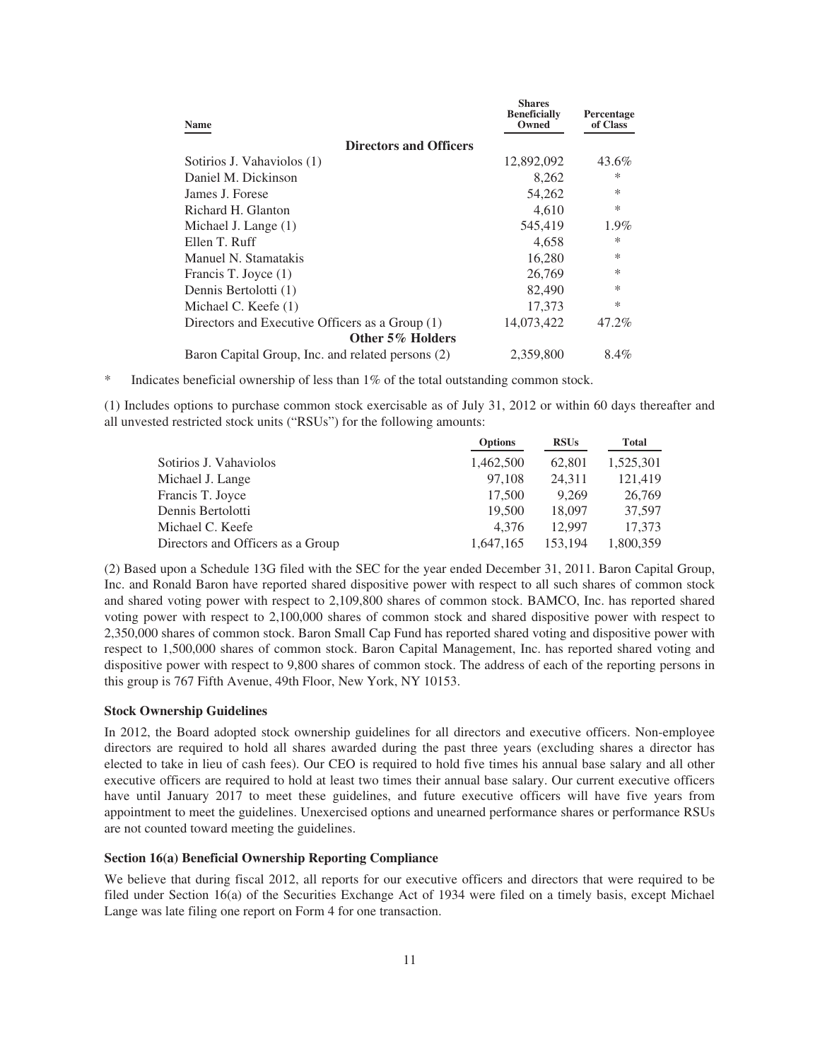| Name | Shares Beneficially Owned | Percentage of Class |
|---|---|---|
| **Directors and Officers** | | |
| Sotirios J. Vahaviolos (1) | 12,892,092 | 43.6% |
| Daniel M. Dickinson | 8,262 | * |
| James J. Forese | 54,262 | * |
| Richard H. Glanton | 4,610 | * |
| Michael J. Lange (1) | 545,419 | 1.9% |
| Ellen T. Ruff | 4,658 | * |
| Manuel N. Stamatakis | 16,280 | * |
| Francis T. Joyce (1) | 26,769 | * |
| Dennis Bertolotti (1) | 82,490 | * |
| Michael C. Keefe (1) | 17,373 | * |
| Directors and Executive Officers as a Group (1) | 14,073,422 | 47.2% |
| **Other 5% Holders** | | |
| Baron Capital Group, Inc. and related persons (2) | 2,359,800 | 8.4% |

\* Indicates beneficial ownership of less than 1% of the total outstanding common stock.

(1) Includes options to purchase common stock exercisable as of July 31, 2012 or within 60 days thereafter and all unvested restricted stock units ("RSUs") for the following amounts:

| | Options | RSUs | Total |
|---|---|---|---|
| Sotirios J. Vahaviolos | 1,462,500 | 62,801 | 1,525,301 |
| Michael J. Lange | 97,108 | 24,311 | 121,419 |
| Francis T. Joyce | 17,500 | 9,269 | 26,769 |
| Dennis Bertolotti | 19,500 | 18,097 | 37,597 |
| Michael C. Keefe | 4,376 | 12,997 | 17,373 |
| Directors and Officers as a Group | 1,647,165 | 153,194 | 1,800,359 |

(2) Based upon a Schedule 13G filed with the SEC for the year ended December 31, 2011. Baron Capital Group, Inc. and Ronald Baron have reported shared dispositive power with respect to all such shares of common stock and shared voting power with respect to 2,109,800 shares of common stock. BAMCO, Inc. has reported shared voting power with respect to 2,100,000 shares of common stock and shared dispositive power with respect to 2,350,000 shares of common stock. Baron Small Cap Fund has reported shared voting and dispositive power with respect to 1,500,000 shares of common stock. Baron Capital Management, Inc. has reported shared voting and dispositive power with respect to 9,800 shares of common stock. The address of each of the reporting persons in this group is 767 Fifth Avenue, 49th Floor, New York, NY 10153.

### Stock Ownership Guidelines

In 2012, the Board adopted stock ownership guidelines for all directors and executive officers. Non-employee directors are required to hold all shares awarded during the past three years (excluding shares a director has elected to take in lieu of cash fees). Our CEO is required to hold five times his annual base salary and all other executive officers are required to hold at least two times their annual base salary. Our current executive officers have until January 2017 to meet these guidelines, and future executive officers will have five years from appointment to meet the guidelines. Unexercised options and unearned performance shares or performance RSUs are not counted toward meeting the guidelines.

### Section 16(a) Beneficial Ownership Reporting Compliance

We believe that during fiscal 2012, all reports for our executive officers and directors that were required to be filed under Section 16(a) of the Securities Exchange Act of 1934 were filed on a timely basis, except Michael Lange was late filing one report on Form 4 for one transaction.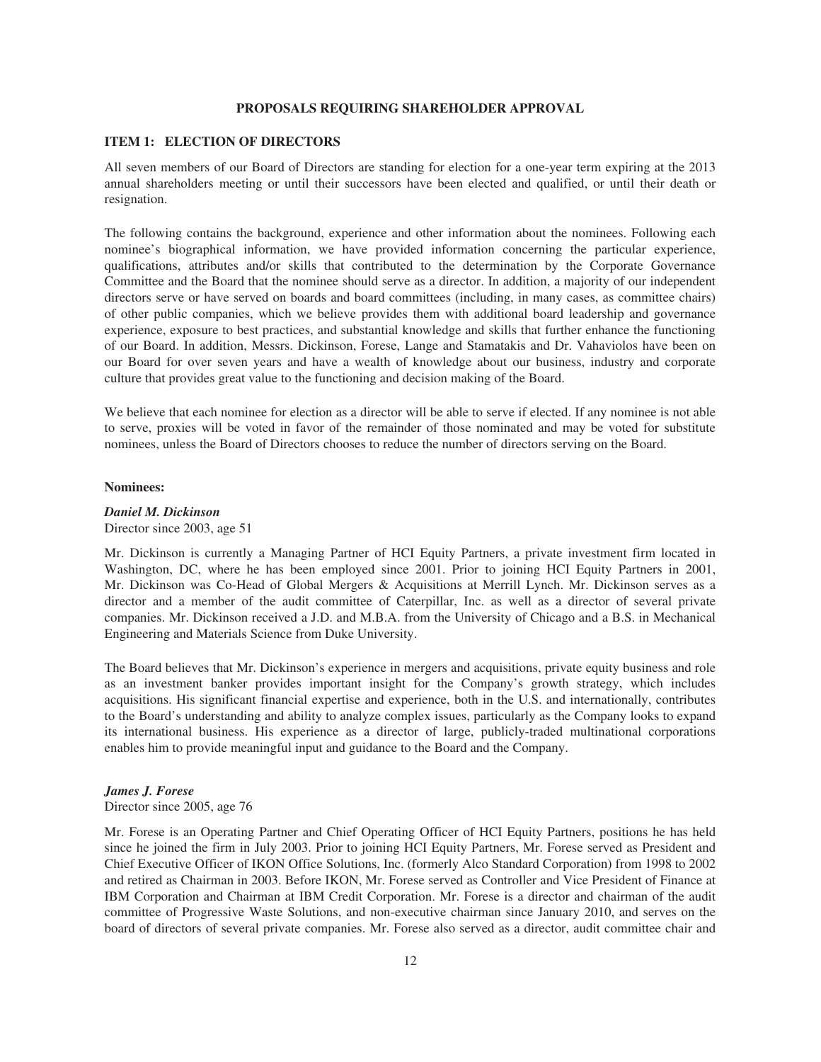## PROPOSALS REQUIRING SHAREHOLDER APPROVAL

### ITEM 1: ELECTION OF DIRECTORS

All seven members of our Board of Directors are standing for election for a one-year term expiring at the 2013 annual shareholders meeting or until their successors have been elected and qualified, or until their death or resignation.

The following contains the background, experience and other information about the nominees. Following each nominee's biographical information, we have provided information concerning the particular experience, qualifications, attributes and/or skills that contributed to the determination by the Corporate Governance Committee and the Board that the nominee should serve as a director. In addition, a majority of our independent directors serve or have served on boards and board committees (including, in many cases, as committee chairs) of other public companies, which we believe provides them with additional board leadership and governance experience, exposure to best practices, and substantial knowledge and skills that further enhance the functioning of our Board. In addition, Messrs. Dickinson, Forese, Lange and Stamatakis and Dr. Vahaviolos have been on our Board for over seven years and have a wealth of knowledge about our business, industry and corporate culture that provides great value to the functioning and decision making of the Board.

We believe that each nominee for election as a director will be able to serve if elected. If any nominee is not able to serve, proxies will be voted in favor of the remainder of those nominated and may be voted for substitute nominees, unless the Board of Directors chooses to reduce the number of directors serving on the Board.

**Nominees:**

***Daniel M. Dickinson***
Director since 2003, age 51

Mr. Dickinson is currently a Managing Partner of HCI Equity Partners, a private investment firm located in Washington, DC, where he has been employed since 2001. Prior to joining HCI Equity Partners in 2001, Mr. Dickinson was Co-Head of Global Mergers & Acquisitions at Merrill Lynch. Mr. Dickinson serves as a director and a member of the audit committee of Caterpillar, Inc. as well as a director of several private companies. Mr. Dickinson received a J.D. and M.B.A. from the University of Chicago and a B.S. in Mechanical Engineering and Materials Science from Duke University.

The Board believes that Mr. Dickinson's experience in mergers and acquisitions, private equity business and role as an investment banker provides important insight for the Company's growth strategy, which includes acquisitions. His significant financial expertise and experience, both in the U.S. and internationally, contributes to the Board's understanding and ability to analyze complex issues, particularly as the Company looks to expand its international business. His experience as a director of large, publicly-traded multinational corporations enables him to provide meaningful input and guidance to the Board and the Company.

***James J. Forese***
Director since 2005, age 76

Mr. Forese is an Operating Partner and Chief Operating Officer of HCI Equity Partners, positions he has held since he joined the firm in July 2003. Prior to joining HCI Equity Partners, Mr. Forese served as President and Chief Executive Officer of IKON Office Solutions, Inc. (formerly Alco Standard Corporation) from 1998 to 2002 and retired as Chairman in 2003. Before IKON, Mr. Forese served as Controller and Vice President of Finance at IBM Corporation and Chairman at IBM Credit Corporation. Mr. Forese is a director and chairman of the audit committee of Progressive Waste Solutions, and non-executive chairman since January 2010, and serves on the board of directors of several private companies. Mr. Forese also served as a director, audit committee chair and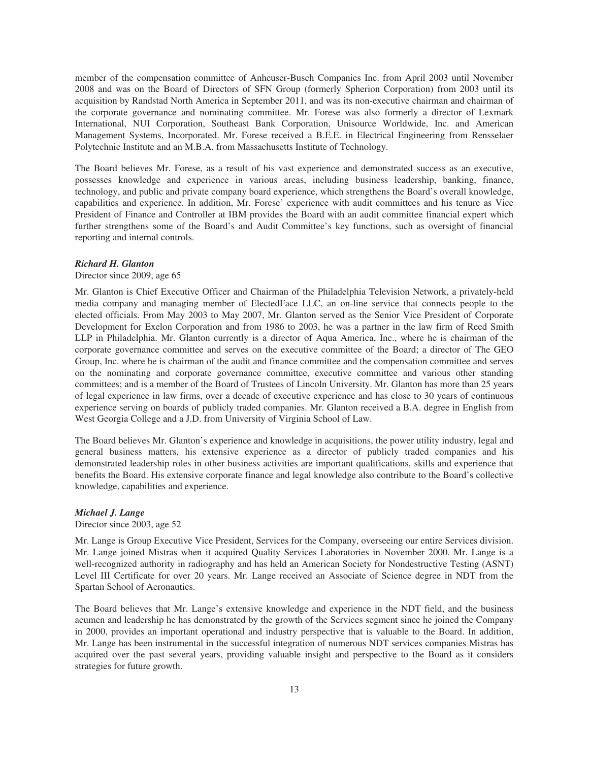member of the compensation committee of Anheuser-Busch Companies Inc. from April 2003 until November 2008 and was on the Board of Directors of SFN Group (formerly Spherion Corporation) from 2003 until its acquisition by Randstad North America in September 2011, and was its non-executive chairman and chairman of the corporate governance and nominating committee. Mr. Forese was also formerly a director of Lexmark International, NUI Corporation, Southeast Bank Corporation, Unisource Worldwide, Inc. and American Management Systems, Incorporated. Mr. Forese received a B.E.E. in Electrical Engineering from Rensselaer Polytechnic Institute and an M.B.A. from Massachusetts Institute of Technology.

The Board believes Mr. Forese, as a result of his vast experience and demonstrated success as an executive, possesses knowledge and experience in various areas, including business leadership, banking, finance, technology, and public and private company board experience, which strengthens the Board's overall knowledge, capabilities and experience. In addition, Mr. Forese' experience with audit committees and his tenure as Vice President of Finance and Controller at IBM provides the Board with an audit committee financial expert which further strengthens some of the Board's and Audit Committee's key functions, such as oversight of financial reporting and internal controls.

***Richard H. Glanton***

Director since 2009, age 65

Mr. Glanton is Chief Executive Officer and Chairman of the Philadelphia Television Network, a privately-held media company and managing member of ElectedFace LLC, an on-line service that connects people to the elected officials. From May 2003 to May 2007, Mr. Glanton served as the Senior Vice President of Corporate Development for Exelon Corporation and from 1986 to 2003, he was a partner in the law firm of Reed Smith LLP in Philadelphia. Mr. Glanton currently is a director of Aqua America, Inc., where he is chairman of the corporate governance committee and serves on the executive committee of the Board; a director of The GEO Group, Inc. where he is chairman of the audit and finance committee and the compensation committee and serves on the nominating and corporate governance committee, executive committee and various other standing committees; and is a member of the Board of Trustees of Lincoln University. Mr. Glanton has more than 25 years of legal experience in law firms, over a decade of executive experience and has close to 30 years of continuous experience serving on boards of publicly traded companies. Mr. Glanton received a B.A. degree in English from West Georgia College and a J.D. from University of Virginia School of Law.

The Board believes Mr. Glanton's experience and knowledge in acquisitions, the power utility industry, legal and general business matters, his extensive experience as a director of publicly traded companies and his demonstrated leadership roles in other business activities are important qualifications, skills and experience that benefits the Board. His extensive corporate finance and legal knowledge also contribute to the Board's collective knowledge, capabilities and experience.

***Michael J. Lange***

Director since 2003, age 52

Mr. Lange is Group Executive Vice President, Services for the Company, overseeing our entire Services division. Mr. Lange joined Mistras when it acquired Quality Services Laboratories in November 2000. Mr. Lange is a well-recognized authority in radiography and has held an American Society for Nondestructive Testing (ASNT) Level III Certificate for over 20 years. Mr. Lange received an Associate of Science degree in NDT from the Spartan School of Aeronautics.

The Board believes that Mr. Lange's extensive knowledge and experience in the NDT field, and the business acumen and leadership he has demonstrated by the growth of the Services segment since he joined the Company in 2000, provides an important operational and industry perspective that is valuable to the Board. In addition, Mr. Lange has been instrumental in the successful integration of numerous NDT services companies Mistras has acquired over the past several years, providing valuable insight and perspective to the Board as it considers strategies for future growth.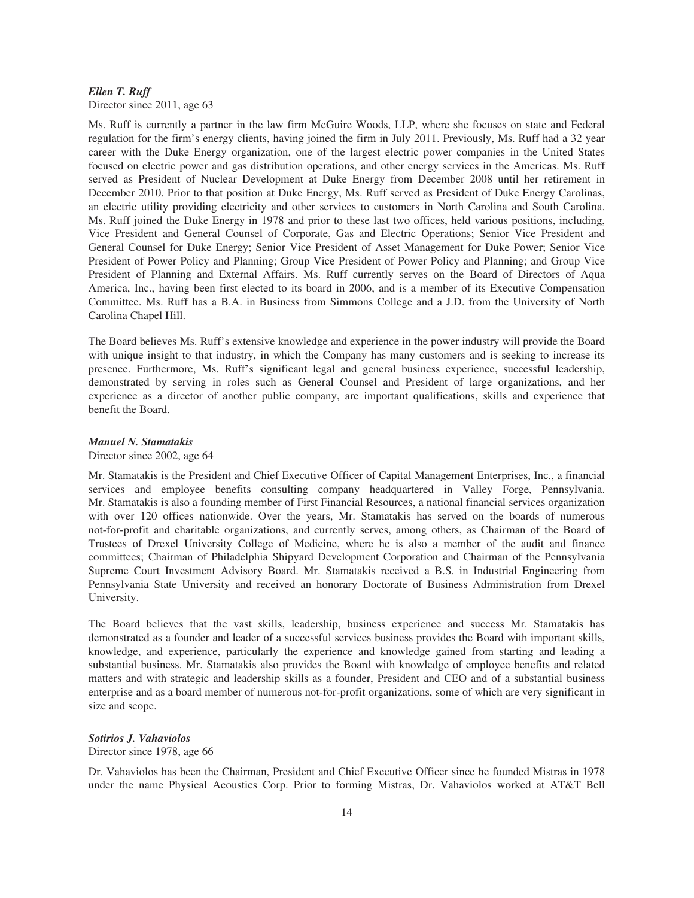***Ellen T. Ruff***

Director since 2011, age 63

Ms. Ruff is currently a partner in the law firm McGuire Woods, LLP, where she focuses on state and Federal regulation for the firm's energy clients, having joined the firm in July 2011. Previously, Ms. Ruff had a 32 year career with the Duke Energy organization, one of the largest electric power companies in the United States focused on electric power and gas distribution operations, and other energy services in the Americas. Ms. Ruff served as President of Nuclear Development at Duke Energy from December 2008 until her retirement in December 2010. Prior to that position at Duke Energy, Ms. Ruff served as President of Duke Energy Carolinas, an electric utility providing electricity and other services to customers in North Carolina and South Carolina. Ms. Ruff joined the Duke Energy in 1978 and prior to these last two offices, held various positions, including, Vice President and General Counsel of Corporate, Gas and Electric Operations; Senior Vice President and General Counsel for Duke Energy; Senior Vice President of Asset Management for Duke Power; Senior Vice President of Power Policy and Planning; Group Vice President of Power Policy and Planning; and Group Vice President of Planning and External Affairs. Ms. Ruff currently serves on the Board of Directors of Aqua America, Inc., having been first elected to its board in 2006, and is a member of its Executive Compensation Committee. Ms. Ruff has a B.A. in Business from Simmons College and a J.D. from the University of North Carolina Chapel Hill.

The Board believes Ms. Ruff's extensive knowledge and experience in the power industry will provide the Board with unique insight to that industry, in which the Company has many customers and is seeking to increase its presence. Furthermore, Ms. Ruff's significant legal and general business experience, successful leadership, demonstrated by serving in roles such as General Counsel and President of large organizations, and her experience as a director of another public company, are important qualifications, skills and experience that benefit the Board.

***Manuel N. Stamatakis***

Director since 2002, age 64

Mr. Stamatakis is the President and Chief Executive Officer of Capital Management Enterprises, Inc., a financial services and employee benefits consulting company headquartered in Valley Forge, Pennsylvania. Mr. Stamatakis is also a founding member of First Financial Resources, a national financial services organization with over 120 offices nationwide. Over the years, Mr. Stamatakis has served on the boards of numerous not-for-profit and charitable organizations, and currently serves, among others, as Chairman of the Board of Trustees of Drexel University College of Medicine, where he is also a member of the audit and finance committees; Chairman of Philadelphia Shipyard Development Corporation and Chairman of the Pennsylvania Supreme Court Investment Advisory Board. Mr. Stamatakis received a B.S. in Industrial Engineering from Pennsylvania State University and received an honorary Doctorate of Business Administration from Drexel University.

The Board believes that the vast skills, leadership, business experience and success Mr. Stamatakis has demonstrated as a founder and leader of a successful services business provides the Board with important skills, knowledge, and experience, particularly the experience and knowledge gained from starting and leading a substantial business. Mr. Stamatakis also provides the Board with knowledge of employee benefits and related matters and with strategic and leadership skills as a founder, President and CEO and of a substantial business enterprise and as a board member of numerous not-for-profit organizations, some of which are very significant in size and scope.

***Sotirios J. Vahaviolos***

Director since 1978, age 66

Dr. Vahaviolos has been the Chairman, President and Chief Executive Officer since he founded Mistras in 1978 under the name Physical Acoustics Corp. Prior to forming Mistras, Dr. Vahaviolos worked at AT&T Bell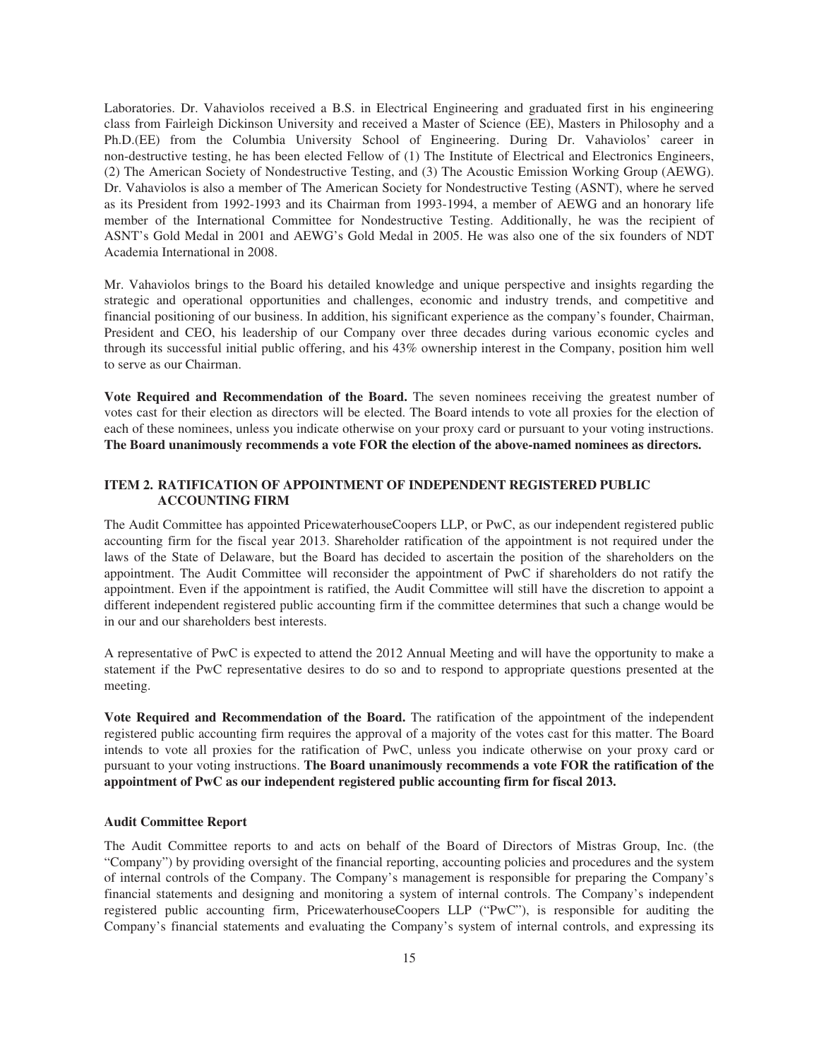Laboratories. Dr. Vahaviolos received a B.S. in Electrical Engineering and graduated first in his engineering class from Fairleigh Dickinson University and received a Master of Science (EE), Masters in Philosophy and a Ph.D.(EE) from the Columbia University School of Engineering. During Dr. Vahaviolos' career in non-destructive testing, he has been elected Fellow of (1) The Institute of Electrical and Electronics Engineers, (2) The American Society of Nondestructive Testing, and (3) The Acoustic Emission Working Group (AEWG). Dr. Vahaviolos is also a member of The American Society for Nondestructive Testing (ASNT), where he served as its President from 1992-1993 and its Chairman from 1993-1994, a member of AEWG and an honorary life member of the International Committee for Nondestructive Testing. Additionally, he was the recipient of ASNT's Gold Medal in 2001 and AEWG's Gold Medal in 2005. He was also one of the six founders of NDT Academia International in 2008.

Mr. Vahaviolos brings to the Board his detailed knowledge and unique perspective and insights regarding the strategic and operational opportunities and challenges, economic and industry trends, and competitive and financial positioning of our business. In addition, his significant experience as the company's founder, Chairman, President and CEO, his leadership of our Company over three decades during various economic cycles and through its successful initial public offering, and his 43% ownership interest in the Company, position him well to serve as our Chairman.

**Vote Required and Recommendation of the Board.** The seven nominees receiving the greatest number of votes cast for their election as directors will be elected. The Board intends to vote all proxies for the election of each of these nominees, unless you indicate otherwise on your proxy card or pursuant to your voting instructions. **The Board unanimously recommends a vote FOR the election of the above-named nominees as directors.**

## ITEM 2. RATIFICATION OF APPOINTMENT OF INDEPENDENT REGISTERED PUBLIC ACCOUNTING FIRM

The Audit Committee has appointed PricewaterhouseCoopers LLP, or PwC, as our independent registered public accounting firm for the fiscal year 2013. Shareholder ratification of the appointment is not required under the laws of the State of Delaware, but the Board has decided to ascertain the position of the shareholders on the appointment. The Audit Committee will reconsider the appointment of PwC if shareholders do not ratify the appointment. Even if the appointment is ratified, the Audit Committee will still have the discretion to appoint a different independent registered public accounting firm if the committee determines that such a change would be in our and our shareholders best interests.

A representative of PwC is expected to attend the 2012 Annual Meeting and will have the opportunity to make a statement if the PwC representative desires to do so and to respond to appropriate questions presented at the meeting.

**Vote Required and Recommendation of the Board.** The ratification of the appointment of the independent registered public accounting firm requires the approval of a majority of the votes cast for this matter. The Board intends to vote all proxies for the ratification of PwC, unless you indicate otherwise on your proxy card or pursuant to your voting instructions. **The Board unanimously recommends a vote FOR the ratification of the appointment of PwC as our independent registered public accounting firm for fiscal 2013.**

### Audit Committee Report

The Audit Committee reports to and acts on behalf of the Board of Directors of Mistras Group, Inc. (the "Company") by providing oversight of the financial reporting, accounting policies and procedures and the system of internal controls of the Company. The Company's management is responsible for preparing the Company's financial statements and designing and monitoring a system of internal controls. The Company's independent registered public accounting firm, PricewaterhouseCoopers LLP ("PwC"), is responsible for auditing the Company's financial statements and evaluating the Company's system of internal controls, and expressing its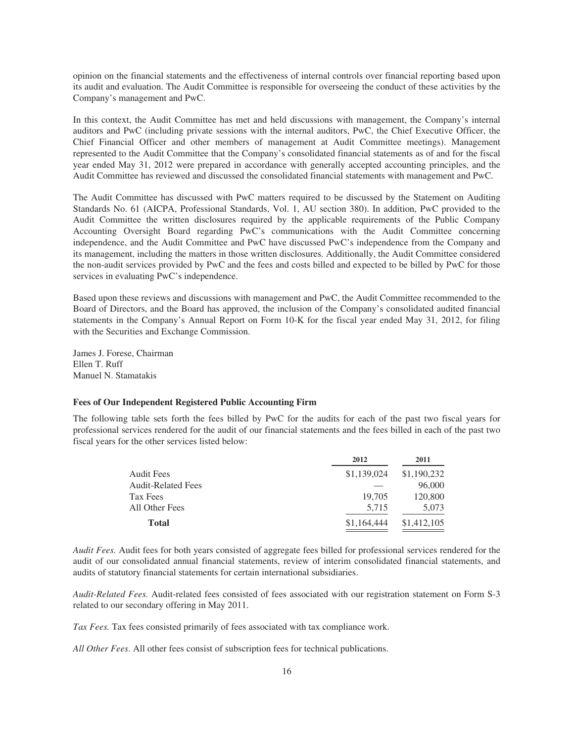opinion on the financial statements and the effectiveness of internal controls over financial reporting based upon its audit and evaluation. The Audit Committee is responsible for overseeing the conduct of these activities by the Company's management and PwC.

In this context, the Audit Committee has met and held discussions with management, the Company's internal auditors and PwC (including private sessions with the internal auditors, PwC, the Chief Executive Officer, the Chief Financial Officer and other members of management at Audit Committee meetings). Management represented to the Audit Committee that the Company's consolidated financial statements as of and for the fiscal year ended May 31, 2012 were prepared in accordance with generally accepted accounting principles, and the Audit Committee has reviewed and discussed the consolidated financial statements with management and PwC.

The Audit Committee has discussed with PwC matters required to be discussed by the Statement on Auditing Standards No. 61 (AICPA, Professional Standards, Vol. 1, AU section 380). In addition, PwC provided to the Audit Committee the written disclosures required by the applicable requirements of the Public Company Accounting Oversight Board regarding PwC's communications with the Audit Committee concerning independence, and the Audit Committee and PwC have discussed PwC's independence from the Company and its management, including the matters in those written disclosures. Additionally, the Audit Committee considered the non-audit services provided by PwC and the fees and costs billed and expected to be billed by PwC for those services in evaluating PwC's independence.

Based upon these reviews and discussions with management and PwC, the Audit Committee recommended to the Board of Directors, and the Board has approved, the inclusion of the Company's consolidated audited financial statements in the Company's Annual Report on Form 10-K for the fiscal year ended May 31, 2012, for filing with the Securities and Exchange Commission.

James J. Forese, Chairman
Ellen T. Ruff
Manuel N. Stamatakis

### Fees of Our Independent Registered Public Accounting Firm

The following table sets forth the fees billed by PwC for the audits for each of the past two fiscal years for professional services rendered for the audit of our financial statements and the fees billed in each of the past two fiscal years for the other services listed below:

| | 2012 | 2011 |
|---|---|---|
| Audit Fees | $1,139,024 | $1,190,232 |
| Audit-Related Fees | — | 96,000 |
| Tax Fees | 19,705 | 120,800 |
| All Other Fees | 5,715 | 5,073 |
| **Total** | $1,164,444 | $1,412,105 |

*Audit Fees.* Audit fees for both years consisted of aggregate fees billed for professional services rendered for the audit of our consolidated annual financial statements, review of interim consolidated financial statements, and audits of statutory financial statements for certain international subsidiaries.

*Audit-Related Fees.* Audit-related fees consisted of fees associated with our registration statement on Form S-3 related to our secondary offering in May 2011.

*Tax Fees.* Tax fees consisted primarily of fees associated with tax compliance work.

*All Other Fees*. All other fees consist of subscription fees for technical publications.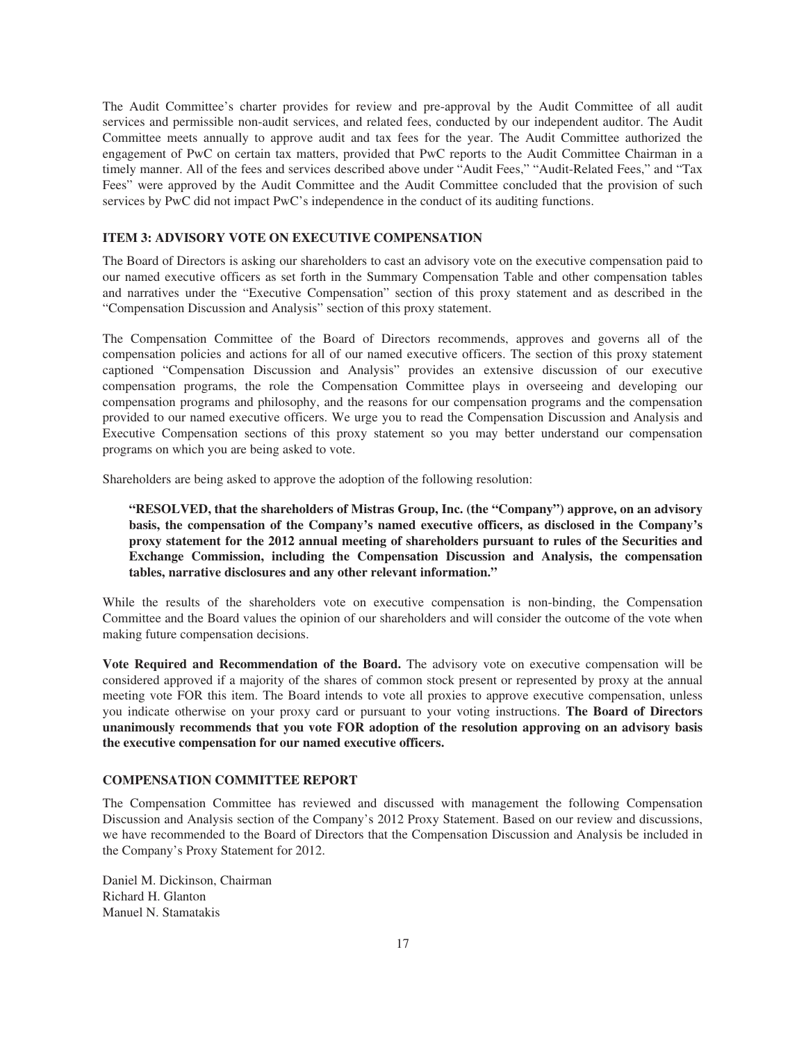The Audit Committee's charter provides for review and pre-approval by the Audit Committee of all audit services and permissible non-audit services, and related fees, conducted by our independent auditor. The Audit Committee meets annually to approve audit and tax fees for the year. The Audit Committee authorized the engagement of PwC on certain tax matters, provided that PwC reports to the Audit Committee Chairman in a timely manner. All of the fees and services described above under "Audit Fees," "Audit-Related Fees," and "Tax Fees" were approved by the Audit Committee and the Audit Committee concluded that the provision of such services by PwC did not impact PwC's independence in the conduct of its auditing functions.

## ITEM 3: ADVISORY VOTE ON EXECUTIVE COMPENSATION

The Board of Directors is asking our shareholders to cast an advisory vote on the executive compensation paid to our named executive officers as set forth in the Summary Compensation Table and other compensation tables and narratives under the "Executive Compensation" section of this proxy statement and as described in the "Compensation Discussion and Analysis" section of this proxy statement.

The Compensation Committee of the Board of Directors recommends, approves and governs all of the compensation policies and actions for all of our named executive officers. The section of this proxy statement captioned "Compensation Discussion and Analysis" provides an extensive discussion of our executive compensation programs, the role the Compensation Committee plays in overseeing and developing our compensation programs and philosophy, and the reasons for our compensation programs and the compensation provided to our named executive officers. We urge you to read the Compensation Discussion and Analysis and Executive Compensation sections of this proxy statement so you may better understand our compensation programs on which you are being asked to vote.

Shareholders are being asked to approve the adoption of the following resolution:

> **"RESOLVED, that the shareholders of Mistras Group, Inc. (the "Company") approve, on an advisory basis, the compensation of the Company's named executive officers, as disclosed in the Company's proxy statement for the 2012 annual meeting of shareholders pursuant to rules of the Securities and Exchange Commission, including the Compensation Discussion and Analysis, the compensation tables, narrative disclosures and any other relevant information."**

While the results of the shareholders vote on executive compensation is non-binding, the Compensation Committee and the Board values the opinion of our shareholders and will consider the outcome of the vote when making future compensation decisions.

**Vote Required and Recommendation of the Board.** The advisory vote on executive compensation will be considered approved if a majority of the shares of common stock present or represented by proxy at the annual meeting vote FOR this item. The Board intends to vote all proxies to approve executive compensation, unless you indicate otherwise on your proxy card or pursuant to your voting instructions. **The Board of Directors unanimously recommends that you vote FOR adoption of the resolution approving on an advisory basis the executive compensation for our named executive officers.**

## COMPENSATION COMMITTEE REPORT

The Compensation Committee has reviewed and discussed with management the following Compensation Discussion and Analysis section of the Company's 2012 Proxy Statement. Based on our review and discussions, we have recommended to the Board of Directors that the Compensation Discussion and Analysis be included in the Company's Proxy Statement for 2012.

Daniel M. Dickinson, Chairman
Richard H. Glanton
Manuel N. Stamatakis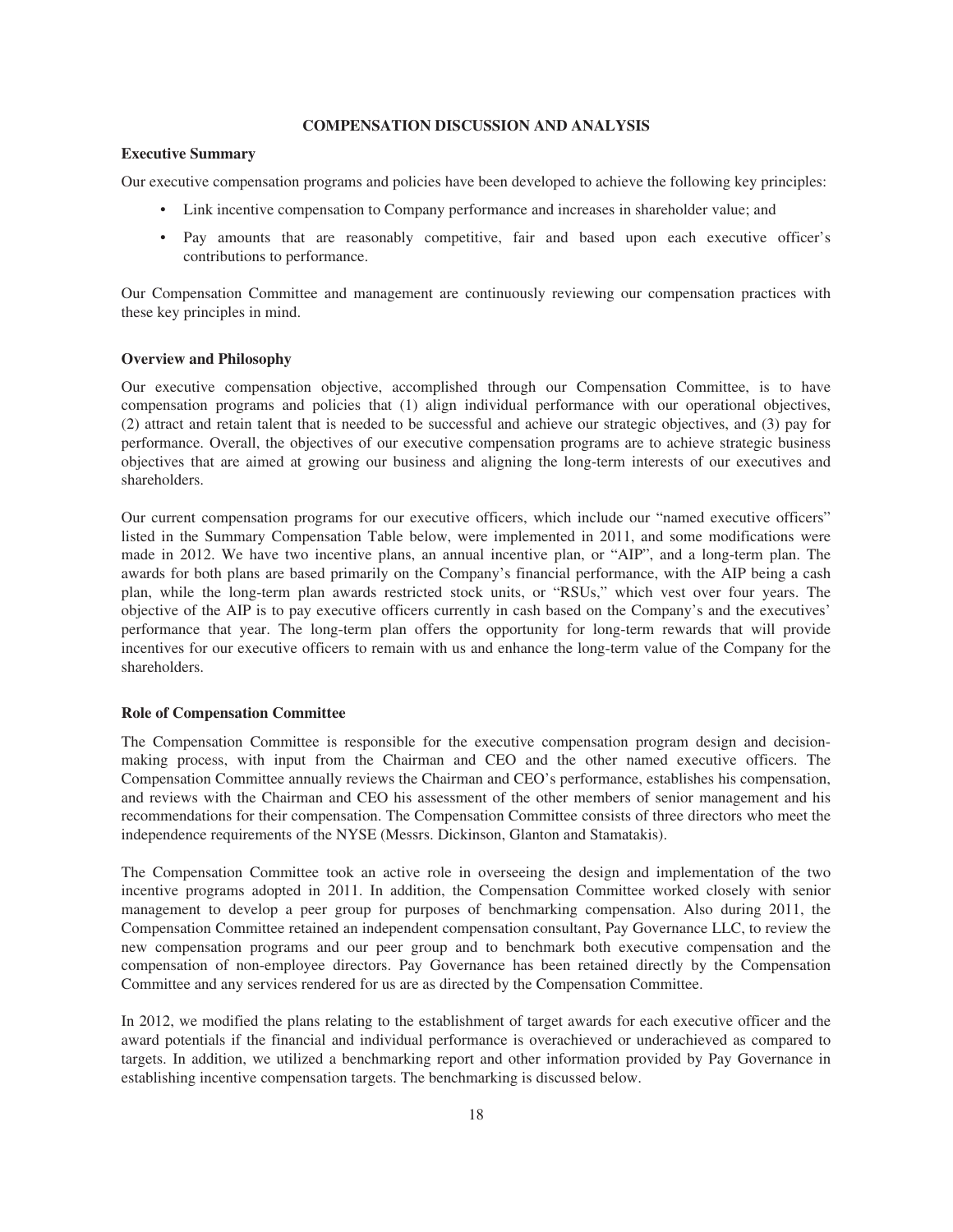# COMPENSATION DISCUSSION AND ANALYSIS

## Executive Summary

Our executive compensation programs and policies have been developed to achieve the following key principles:

- Link incentive compensation to Company performance and increases in shareholder value; and
- Pay amounts that are reasonably competitive, fair and based upon each executive officer's contributions to performance.

Our Compensation Committee and management are continuously reviewing our compensation practices with these key principles in mind.

## Overview and Philosophy

Our executive compensation objective, accomplished through our Compensation Committee, is to have compensation programs and policies that (1) align individual performance with our operational objectives, (2) attract and retain talent that is needed to be successful and achieve our strategic objectives, and (3) pay for performance. Overall, the objectives of our executive compensation programs are to achieve strategic business objectives that are aimed at growing our business and aligning the long-term interests of our executives and shareholders.

Our current compensation programs for our executive officers, which include our "named executive officers" listed in the Summary Compensation Table below, were implemented in 2011, and some modifications were made in 2012. We have two incentive plans, an annual incentive plan, or "AIP", and a long-term plan. The awards for both plans are based primarily on the Company's financial performance, with the AIP being a cash plan, while the long-term plan awards restricted stock units, or "RSUs," which vest over four years. The objective of the AIP is to pay executive officers currently in cash based on the Company's and the executives' performance that year. The long-term plan offers the opportunity for long-term rewards that will provide incentives for our executive officers to remain with us and enhance the long-term value of the Company for the shareholders.

## Role of Compensation Committee

The Compensation Committee is responsible for the executive compensation program design and decision-making process, with input from the Chairman and CEO and the other named executive officers. The Compensation Committee annually reviews the Chairman and CEO's performance, establishes his compensation, and reviews with the Chairman and CEO his assessment of the other members of senior management and his recommendations for their compensation. The Compensation Committee consists of three directors who meet the independence requirements of the NYSE (Messrs. Dickinson, Glanton and Stamatakis).

The Compensation Committee took an active role in overseeing the design and implementation of the two incentive programs adopted in 2011. In addition, the Compensation Committee worked closely with senior management to develop a peer group for purposes of benchmarking compensation. Also during 2011, the Compensation Committee retained an independent compensation consultant, Pay Governance LLC, to review the new compensation programs and our peer group and to benchmark both executive compensation and the compensation of non-employee directors. Pay Governance has been retained directly by the Compensation Committee and any services rendered for us are as directed by the Compensation Committee.

In 2012, we modified the plans relating to the establishment of target awards for each executive officer and the award potentials if the financial and individual performance is overachieved or underachieved as compared to targets. In addition, we utilized a benchmarking report and other information provided by Pay Governance in establishing incentive compensation targets. The benchmarking is discussed below.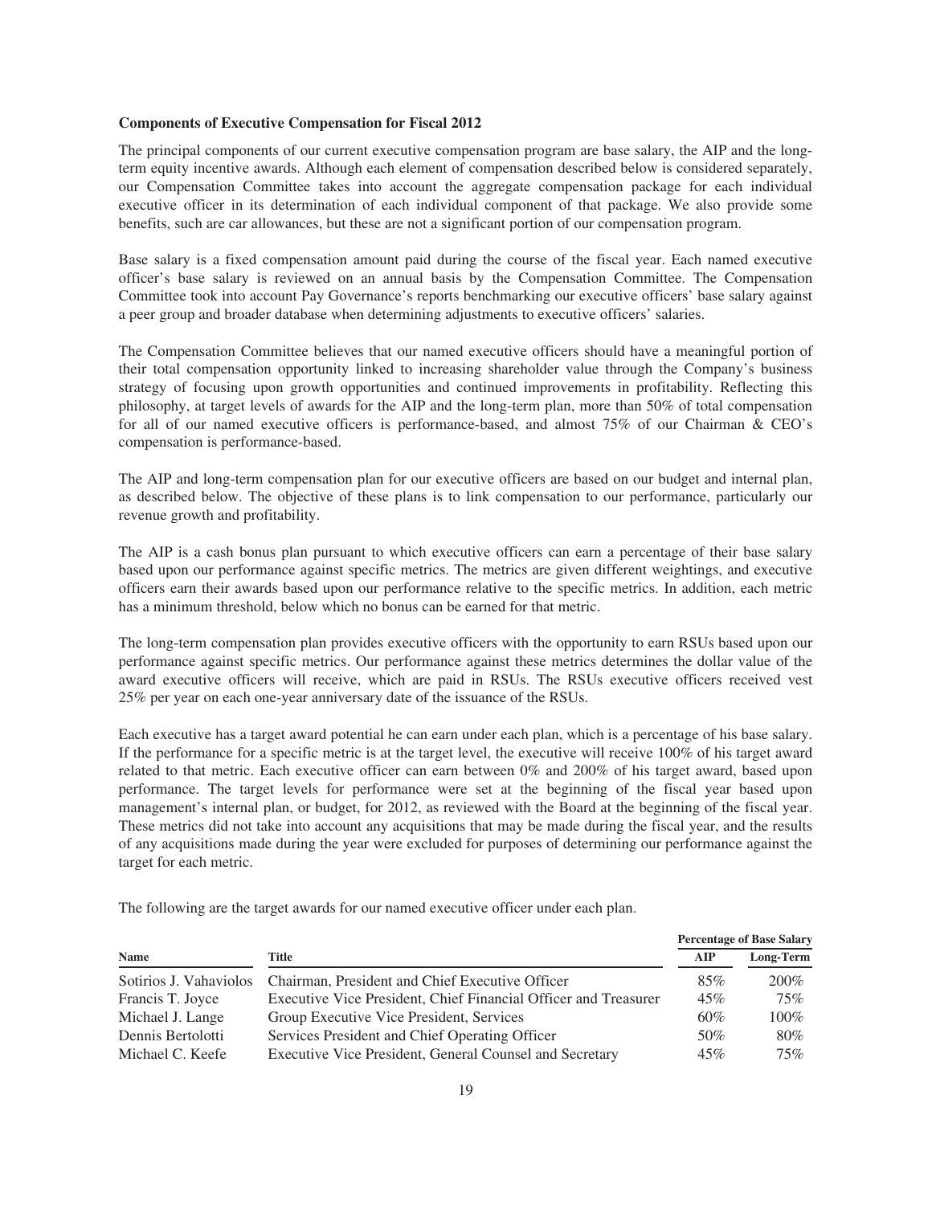**Components of Executive Compensation for Fiscal 2012**

The principal components of our current executive compensation program are base salary, the AIP and the long-term equity incentive awards. Although each element of compensation described below is considered separately, our Compensation Committee takes into account the aggregate compensation package for each individual executive officer in its determination of each individual component of that package. We also provide some benefits, such are car allowances, but these are not a significant portion of our compensation program.

Base salary is a fixed compensation amount paid during the course of the fiscal year. Each named executive officer's base salary is reviewed on an annual basis by the Compensation Committee. The Compensation Committee took into account Pay Governance's reports benchmarking our executive officers' base salary against a peer group and broader database when determining adjustments to executive officers' salaries.

The Compensation Committee believes that our named executive officers should have a meaningful portion of their total compensation opportunity linked to increasing shareholder value through the Company's business strategy of focusing upon growth opportunities and continued improvements in profitability. Reflecting this philosophy, at target levels of awards for the AIP and the long-term plan, more than 50% of total compensation for all of our named executive officers is performance-based, and almost 75% of our Chairman & CEO's compensation is performance-based.

The AIP and long-term compensation plan for our executive officers are based on our budget and internal plan, as described below. The objective of these plans is to link compensation to our performance, particularly our revenue growth and profitability.

The AIP is a cash bonus plan pursuant to which executive officers can earn a percentage of their base salary based upon our performance against specific metrics. The metrics are given different weightings, and executive officers earn their awards based upon our performance relative to the specific metrics. In addition, each metric has a minimum threshold, below which no bonus can be earned for that metric.

The long-term compensation plan provides executive officers with the opportunity to earn RSUs based upon our performance against specific metrics. Our performance against these metrics determines the dollar value of the award executive officers will receive, which are paid in RSUs. The RSUs executive officers received vest 25% per year on each one-year anniversary date of the issuance of the RSUs.

Each executive has a target award potential he can earn under each plan, which is a percentage of his base salary. If the performance for a specific metric is at the target level, the executive will receive 100% of his target award related to that metric. Each executive officer can earn between 0% and 200% of his target award, based upon performance. The target levels for performance were set at the beginning of the fiscal year based upon management's internal plan, or budget, for 2012, as reviewed with the Board at the beginning of the fiscal year. These metrics did not take into account any acquisitions that may be made during the fiscal year, and the results of any acquisitions made during the year were excluded for purposes of determining our performance against the target for each metric.

The following are the target awards for our named executive officer under each plan.

| | | Percentage of Base Salary | |
|---|---|---|---|
| **Name** | **Title** | **AIP** | **Long-Term** |
| Sotirios J. Vahaviolos | Chairman, President and Chief Executive Officer | 85% | 200% |
| Francis T. Joyce | Executive Vice President, Chief Financial Officer and Treasurer | 45% | 75% |
| Michael J. Lange | Group Executive Vice President, Services | 60% | 100% |
| Dennis Bertolotti | Services President and Chief Operating Officer | 50% | 80% |
| Michael C. Keefe | Executive Vice President, General Counsel and Secretary | 45% | 75% |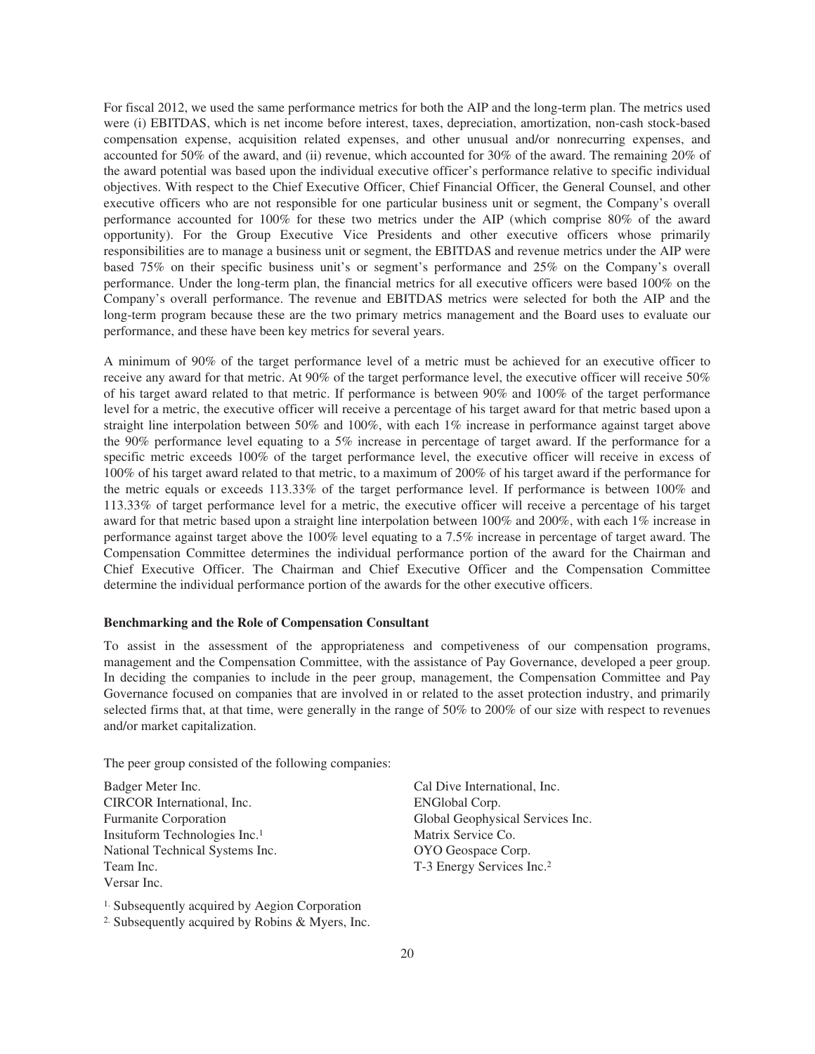For fiscal 2012, we used the same performance metrics for both the AIP and the long-term plan. The metrics used were (i) EBITDAS, which is net income before interest, taxes, depreciation, amortization, non-cash stock-based compensation expense, acquisition related expenses, and other unusual and/or nonrecurring expenses, and accounted for 50% of the award, and (ii) revenue, which accounted for 30% of the award. The remaining 20% of the award potential was based upon the individual executive officer's performance relative to specific individual objectives. With respect to the Chief Executive Officer, Chief Financial Officer, the General Counsel, and other executive officers who are not responsible for one particular business unit or segment, the Company's overall performance accounted for 100% for these two metrics under the AIP (which comprise 80% of the award opportunity). For the Group Executive Vice Presidents and other executive officers whose primarily responsibilities are to manage a business unit or segment, the EBITDAS and revenue metrics under the AIP were based 75% on their specific business unit's or segment's performance and 25% on the Company's overall performance. Under the long-term plan, the financial metrics for all executive officers were based 100% on the Company's overall performance. The revenue and EBITDAS metrics were selected for both the AIP and the long-term program because these are the two primary metrics management and the Board uses to evaluate our performance, and these have been key metrics for several years.

A minimum of 90% of the target performance level of a metric must be achieved for an executive officer to receive any award for that metric. At 90% of the target performance level, the executive officer will receive 50% of his target award related to that metric. If performance is between 90% and 100% of the target performance level for a metric, the executive officer will receive a percentage of his target award for that metric based upon a straight line interpolation between 50% and 100%, with each 1% increase in performance against target above the 90% performance level equating to a 5% increase in percentage of target award. If the performance for a specific metric exceeds 100% of the target performance level, the executive officer will receive in excess of 100% of his target award related to that metric, to a maximum of 200% of his target award if the performance for the metric equals or exceeds 113.33% of the target performance level. If performance is between 100% and 113.33% of target performance level for a metric, the executive officer will receive a percentage of his target award for that metric based upon a straight line interpolation between 100% and 200%, with each 1% increase in performance against target above the 100% level equating to a 7.5% increase in percentage of target award. The Compensation Committee determines the individual performance portion of the award for the Chairman and Chief Executive Officer. The Chairman and Chief Executive Officer and the Compensation Committee determine the individual performance portion of the awards for the other executive officers.

**Benchmarking and the Role of Compensation Consultant**

To assist in the assessment of the appropriateness and competiveness of our compensation programs, management and the Compensation Committee, with the assistance of Pay Governance, developed a peer group. In deciding the companies to include in the peer group, management, the Compensation Committee and Pay Governance focused on companies that are involved in or related to the asset protection industry, and primarily selected firms that, at that time, were generally in the range of 50% to 200% of our size with respect to revenues and/or market capitalization.

The peer group consisted of the following companies:

Badger Meter Inc.
CIRCOR International, Inc.
Furmanite Corporation
Insituform Technologies Inc.[1]
National Technical Systems Inc.
Team Inc.
Versar Inc.
Cal Dive International, Inc.
ENGlobal Corp.
Global Geophysical Services Inc.
Matrix Service Co.
OYO Geospace Corp.
T-3 Energy Services Inc.[2]

[1] Subsequently acquired by Aegion Corporation

[2] Subsequently acquired by Robins & Myers, Inc.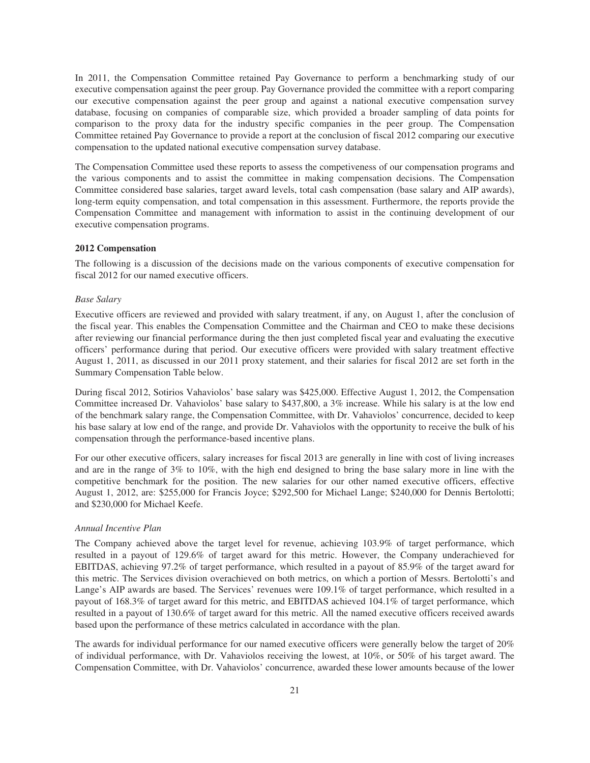In 2011, the Compensation Committee retained Pay Governance to perform a benchmarking study of our executive compensation against the peer group. Pay Governance provided the committee with a report comparing our executive compensation against the peer group and against a national executive compensation survey database, focusing on companies of comparable size, which provided a broader sampling of data points for comparison to the proxy data for the industry specific companies in the peer group. The Compensation Committee retained Pay Governance to provide a report at the conclusion of fiscal 2012 comparing our executive compensation to the updated national executive compensation survey database.

The Compensation Committee used these reports to assess the competitiveness of our compensation programs and the various components and to assist the committee in making compensation decisions. The Compensation Committee considered base salaries, target award levels, total cash compensation (base salary and AIP awards), long-term equity compensation, and total compensation in this assessment. Furthermore, the reports provide the Compensation Committee and management with information to assist in the continuing development of our executive compensation programs.

**2012 Compensation**

The following is a discussion of the decisions made on the various components of executive compensation for fiscal 2012 for our named executive officers.

*Base Salary*

Executive officers are reviewed and provided with salary treatment, if any, on August 1, after the conclusion of the fiscal year. This enables the Compensation Committee and the Chairman and CEO to make these decisions after reviewing our financial performance during the then just completed fiscal year and evaluating the executive officers' performance during that period. Our executive officers were provided with salary treatment effective August 1, 2011, as discussed in our 2011 proxy statement, and their salaries for fiscal 2012 are set forth in the Summary Compensation Table below.

During fiscal 2012, Sotirios Vahaviolos' base salary was $425,000. Effective August 1, 2012, the Compensation Committee increased Dr. Vahaviolos' base salary to $437,800, a 3% increase. While his salary is at the low end of the benchmark salary range, the Compensation Committee, with Dr. Vahaviolos' concurrence, decided to keep his base salary at low end of the range, and provide Dr. Vahaviolos with the opportunity to receive the bulk of his compensation through the performance-based incentive plans.

For our other executive officers, salary increases for fiscal 2013 are generally in line with cost of living increases and are in the range of 3% to 10%, with the high end designed to bring the base salary more in line with the competitive benchmark for the position. The new salaries for our other named executive officers, effective August 1, 2012, are: $255,000 for Francis Joyce; $292,500 for Michael Lange; $240,000 for Dennis Bertolotti; and $230,000 for Michael Keefe.

*Annual Incentive Plan*

The Company achieved above the target level for revenue, achieving 103.9% of target performance, which resulted in a payout of 129.6% of target award for this metric. However, the Company underachieved for EBITDAS, achieving 97.2% of target performance, which resulted in a payout of 85.9% of the target award for this metric. The Services division overachieved on both metrics, on which a portion of Messrs. Bertolotti's and Lange's AIP awards are based. The Services' revenues were 109.1% of target performance, which resulted in a payout of 168.3% of target award for this metric, and EBITDAS achieved 104.1% of target performance, which resulted in a payout of 130.6% of target award for this metric. All the named executive officers received awards based upon the performance of these metrics calculated in accordance with the plan.

The awards for individual performance for our named executive officers were generally below the target of 20% of individual performance, with Dr. Vahaviolos receiving the lowest, at 10%, or 50% of his target award. The Compensation Committee, with Dr. Vahaviolos' concurrence, awarded these lower amounts because of the lower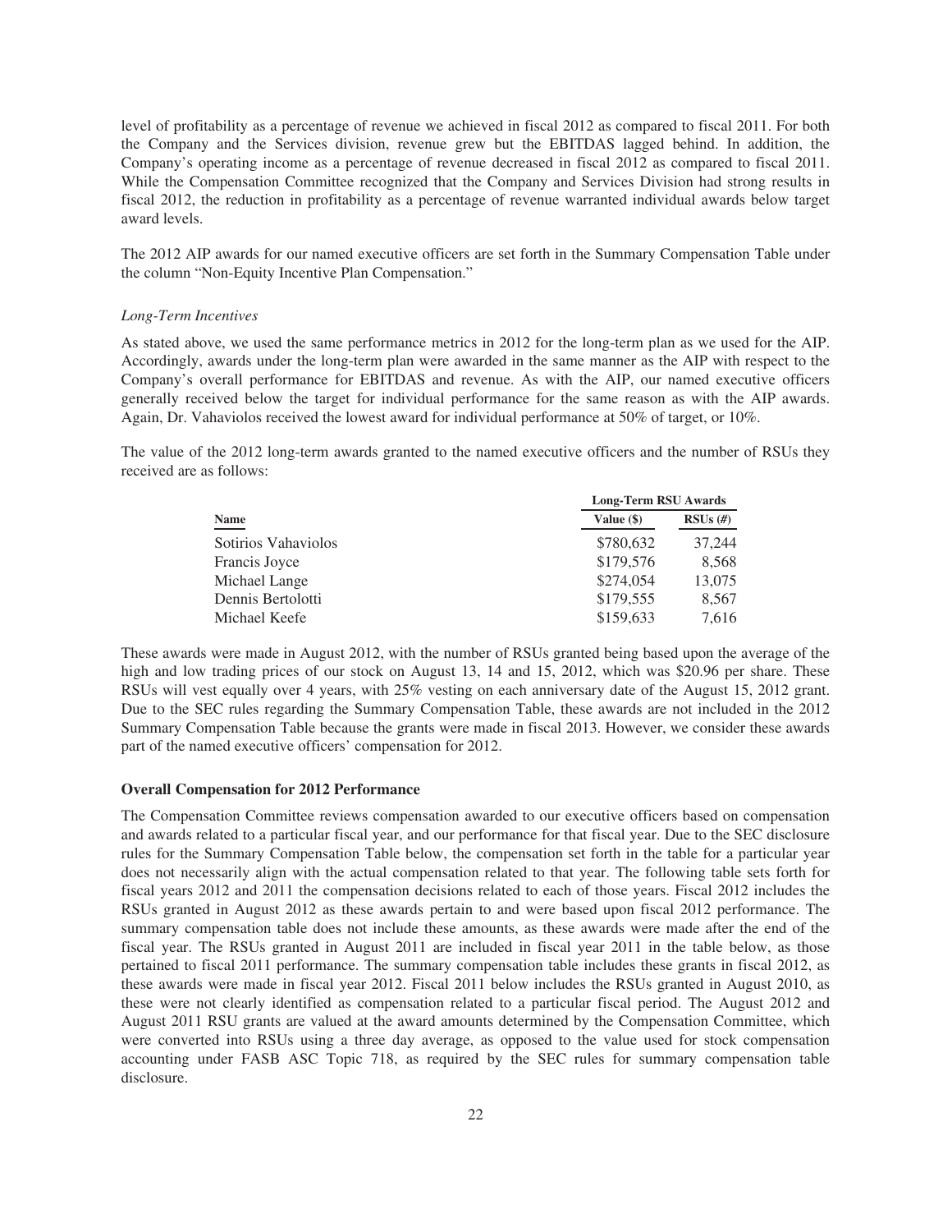level of profitability as a percentage of revenue we achieved in fiscal 2012 as compared to fiscal 2011. For both the Company and the Services division, revenue grew but the EBITDAS lagged behind. In addition, the Company's operating income as a percentage of revenue decreased in fiscal 2012 as compared to fiscal 2011. While the Compensation Committee recognized that the Company and Services Division had strong results in fiscal 2012, the reduction in profitability as a percentage of revenue warranted individual awards below target award levels.

The 2012 AIP awards for our named executive officers are set forth in the Summary Compensation Table under the column "Non-Equity Incentive Plan Compensation."

*Long-Term Incentives*

As stated above, we used the same performance metrics in 2012 for the long-term plan as we used for the AIP. Accordingly, awards under the long-term plan were awarded in the same manner as the AIP with respect to the Company's overall performance for EBITDAS and revenue. As with the AIP, our named executive officers generally received below the target for individual performance for the same reason as with the AIP awards. Again, Dr. Vahaviolos received the lowest award for individual performance at 50% of target, or 10%.

The value of the 2012 long-term awards granted to the named executive officers and the number of RSUs they received are as follows:

| | Long-Term RSU Awards | |
|---|---|---|
| **Name** | **Value ($)** | **RSUs (#)** |
| Sotirios Vahaviolos | $780,632 | 37,244 |
| Francis Joyce | $179,576 | 8,568 |
| Michael Lange | $274,054 | 13,075 |
| Dennis Bertolotti | $179,555 | 8,567 |
| Michael Keefe | $159,633 | 7,616 |

These awards were made in August 2012, with the number of RSUs granted being based upon the average of the high and low trading prices of our stock on August 13, 14 and 15, 2012, which was $20.96 per share. These RSUs will vest equally over 4 years, with 25% vesting on each anniversary date of the August 15, 2012 grant. Due to the SEC rules regarding the Summary Compensation Table, these awards are not included in the 2012 Summary Compensation Table because the grants were made in fiscal 2013. However, we consider these awards part of the named executive officers' compensation for 2012.

**Overall Compensation for 2012 Performance**

The Compensation Committee reviews compensation awarded to our executive officers based on compensation and awards related to a particular fiscal year, and our performance for that fiscal year. Due to the SEC disclosure rules for the Summary Compensation Table below, the compensation set forth in the table for a particular year does not necessarily align with the actual compensation related to that year. The following table sets forth for fiscal years 2012 and 2011 the compensation decisions related to each of those years. Fiscal 2012 includes the RSUs granted in August 2012 as these awards pertain to and were based upon fiscal 2012 performance. The summary compensation table does not include these amounts, as these awards were made after the end of the fiscal year. The RSUs granted in August 2011 are included in fiscal year 2011 in the table below, as those pertained to fiscal 2011 performance. The summary compensation table includes these grants in fiscal 2012, as these awards were made in fiscal year 2012. Fiscal 2011 below includes the RSUs granted in August 2010, as these were not clearly identified as compensation related to a particular fiscal period. The August 2012 and August 2011 RSU grants are valued at the award amounts determined by the Compensation Committee, which were converted into RSUs using a three day average, as opposed to the value used for stock compensation accounting under FASB ASC Topic 718, as required by the SEC rules for summary compensation table disclosure.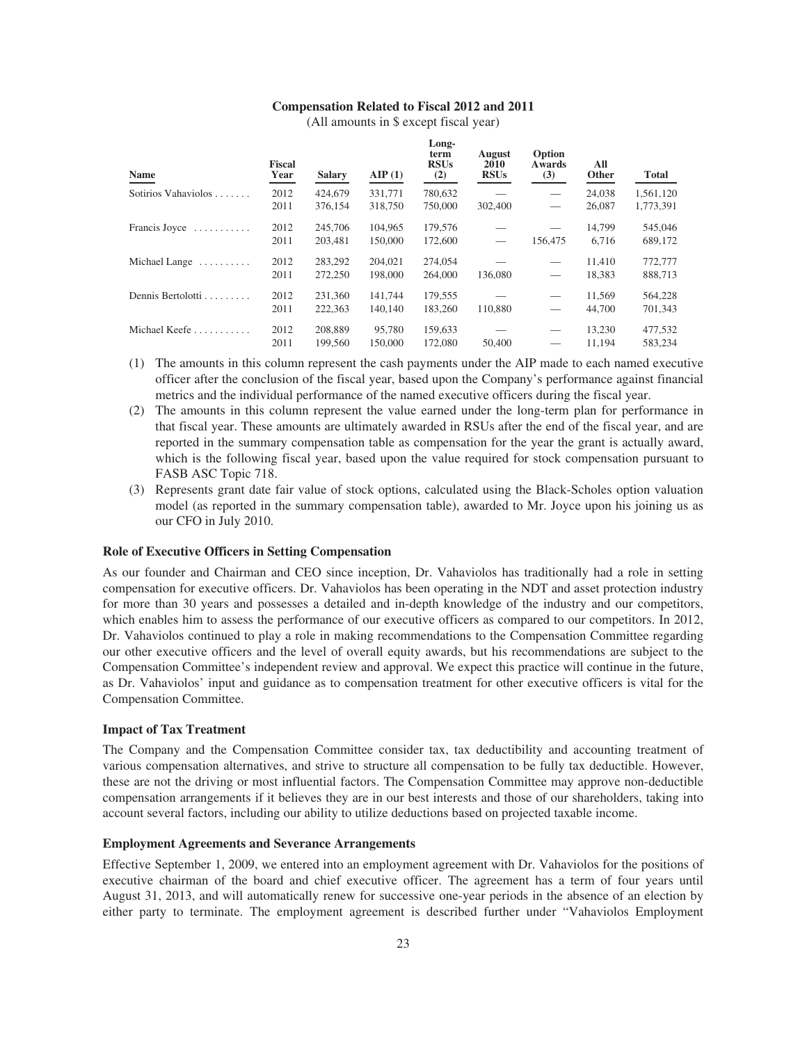**Compensation Related to Fiscal 2012 and 2011**

(All amounts in $ except fiscal year)

| Name | Fiscal Year | Salary | AIP (1) | Long-term RSUs (2) | August 2010 RSUs | Option Awards (3) | All Other | Total |
|---|---|---|---|---|---|---|---|---|
| Sotirios Vahaviolos | 2012 | 424,679 | 331,771 | 780,632 | — | — | 24,038 | 1,561,120 |
| | 2011 | 376,154 | 318,750 | 750,000 | 302,400 | — | 26,087 | 1,773,391 |
| Francis Joyce | 2012 | 245,706 | 104,965 | 179,576 | — | — | 14,799 | 545,046 |
| | 2011 | 203,481 | 150,000 | 172,600 | — | 156,475 | 6,716 | 689,172 |
| Michael Lange | 2012 | 283,292 | 204,021 | 274,054 | — | — | 11,410 | 772,777 |
| | 2011 | 272,250 | 198,000 | 264,000 | 136,080 | — | 18,383 | 888,713 |
| Dennis Bertolotti | 2012 | 231,360 | 141,744 | 179,555 | — | — | 11,569 | 564,228 |
| | 2011 | 222,363 | 140,140 | 183,260 | 110,880 | — | 44,700 | 701,343 |
| Michael Keefe | 2012 | 208,889 | 95,780 | 159,633 | — | — | 13,230 | 477,532 |
| | 2011 | 199,560 | 150,000 | 172,080 | 50,400 | — | 11,194 | 583,234 |

(1) The amounts in this column represent the cash payments under the AIP made to each named executive officer after the conclusion of the fiscal year, based upon the Company's performance against financial metrics and the individual performance of the named executive officers during the fiscal year.

(2) The amounts in this column represent the value earned under the long-term plan for performance in that fiscal year. These amounts are ultimately awarded in RSUs after the end of the fiscal year, and are reported in the summary compensation table as compensation for the year the grant is actually award, which is the following fiscal year, based upon the value required for stock compensation pursuant to FASB ASC Topic 718.

(3) Represents grant date fair value of stock options, calculated using the Black-Scholes option valuation model (as reported in the summary compensation table), awarded to Mr. Joyce upon his joining us as our CFO in July 2010.

### Role of Executive Officers in Setting Compensation

As our founder and Chairman and CEO since inception, Dr. Vahaviolos has traditionally had a role in setting compensation for executive officers. Dr. Vahaviolos has been operating in the NDT and asset protection industry for more than 30 years and possesses a detailed and in-depth knowledge of the industry and our competitors, which enables him to assess the performance of our executive officers as compared to our competitors. In 2012, Dr. Vahaviolos continued to play a role in making recommendations to the Compensation Committee regarding our other executive officers and the level of overall equity awards, but his recommendations are subject to the Compensation Committee's independent review and approval. We expect this practice will continue in the future, as Dr. Vahaviolos' input and guidance as to compensation treatment for other executive officers is vital for the Compensation Committee.

### Impact of Tax Treatment

The Company and the Compensation Committee consider tax, tax deductibility and accounting treatment of various compensation alternatives, and strive to structure all compensation to be fully tax deductible. However, these are not the driving or most influential factors. The Compensation Committee may approve non-deductible compensation arrangements if it believes they are in our best interests and those of our shareholders, taking into account several factors, including our ability to utilize deductions based on projected taxable income.

### Employment Agreements and Severance Arrangements

Effective September 1, 2009, we entered into an employment agreement with Dr. Vahaviolos for the positions of executive chairman of the board and chief executive officer. The agreement has a term of four years until August 31, 2013, and will automatically renew for successive one-year periods in the absence of an election by either party to terminate. The employment agreement is described further under "Vahaviolos Employment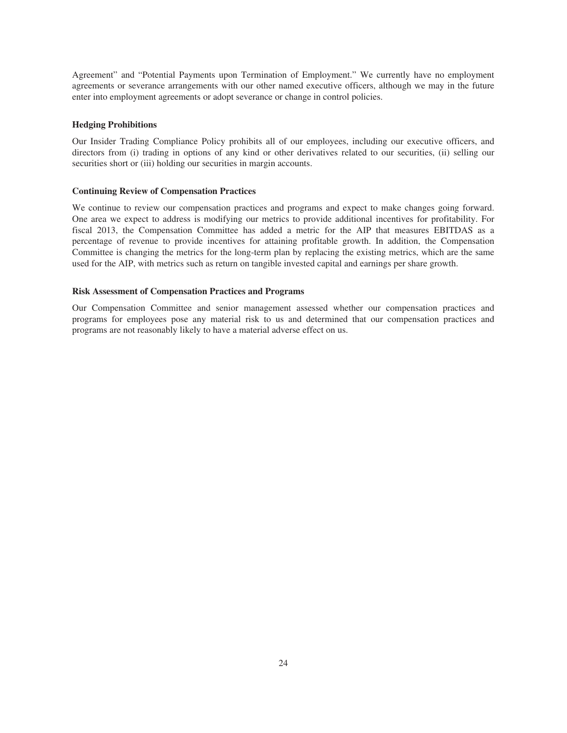Agreement" and "Potential Payments upon Termination of Employment." We currently have no employment agreements or severance arrangements with our other named executive officers, although we may in the future enter into employment agreements or adopt severance or change in control policies.

**Hedging Prohibitions**

Our Insider Trading Compliance Policy prohibits all of our employees, including our executive officers, and directors from (i) trading in options of any kind or other derivatives related to our securities, (ii) selling our securities short or (iii) holding our securities in margin accounts.

**Continuing Review of Compensation Practices**

We continue to review our compensation practices and programs and expect to make changes going forward. One area we expect to address is modifying our metrics to provide additional incentives for profitability. For fiscal 2013, the Compensation Committee has added a metric for the AIP that measures EBITDAS as a percentage of revenue to provide incentives for attaining profitable growth. In addition, the Compensation Committee is changing the metrics for the long-term plan by replacing the existing metrics, which are the same used for the AIP, with metrics such as return on tangible invested capital and earnings per share growth.

**Risk Assessment of Compensation Practices and Programs**

Our Compensation Committee and senior management assessed whether our compensation practices and programs for employees pose any material risk to us and determined that our compensation practices and programs are not reasonably likely to have a material adverse effect on us.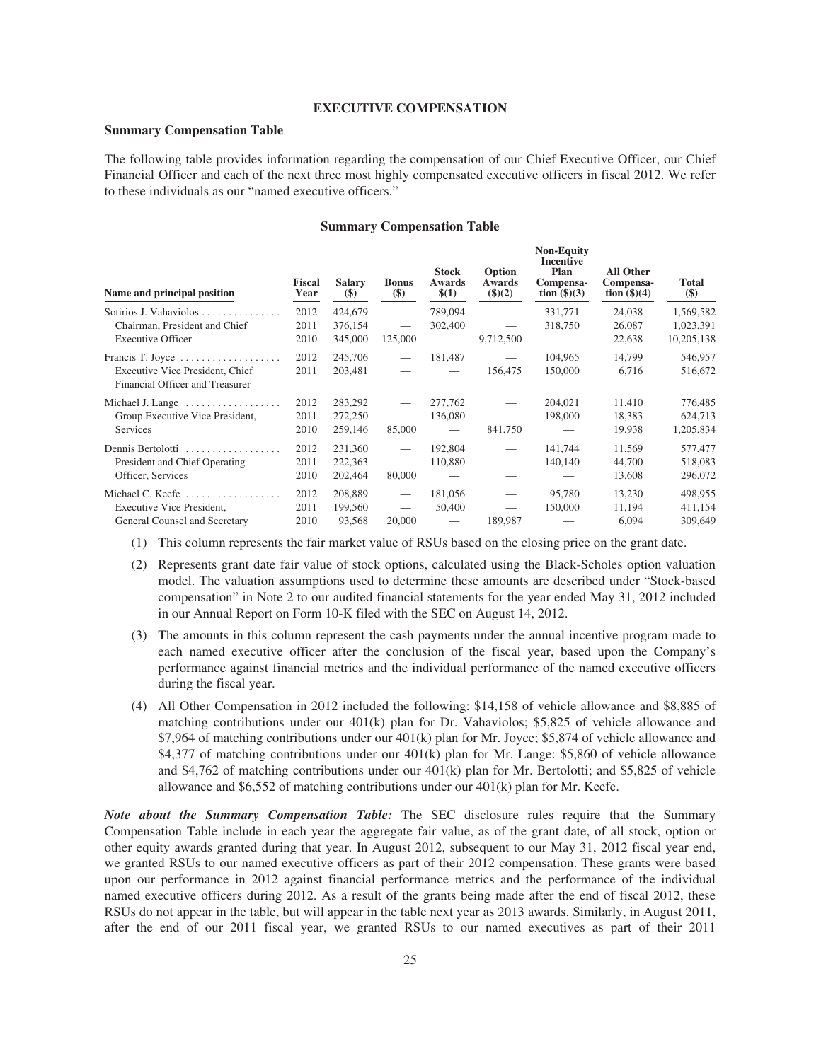## EXECUTIVE COMPENSATION

### Summary Compensation Table

The following table provides information regarding the compensation of our Chief Executive Officer, our Chief Financial Officer and each of the next three most highly compensated executive officers in fiscal 2012. We refer to these individuals as our "named executive officers."

**Summary Compensation Table**

| Name and principal position | Fiscal Year | Salary ($) | Bonus ($) | Stock Awards $(1) | Option Awards ($)(2) | Non-Equity Incentive Plan Compensation ($)(3) | All Other Compensation ($)(4) | Total ($) |
|---|---|---|---|---|---|---|---|---|
| Sotirios J. Vahaviolos | 2012 | 424,679 | — | 789,094 | — | 331,771 | 24,038 | 1,569,582 |
| Chairman, President and Chief | 2011 | 376,154 | — | 302,400 | — | 318,750 | 26,087 | 1,023,391 |
| Executive Officer | 2010 | 345,000 | 125,000 | — | 9,712,500 | — | 22,638 | 10,205,138 |
| Francis T. Joyce | 2012 | 245,706 | — | 181,487 | — | 104,965 | 14,799 | 546,957 |
| Executive Vice President, Chief Financial Officer and Treasurer | 2011 | 203,481 | — | — | 156,475 | 150,000 | 6,716 | 516,672 |
| Michael J. Lange | 2012 | 283,292 | — | 277,762 | — | 204,021 | 11,410 | 776,485 |
| Group Executive Vice President, | 2011 | 272,250 | — | 136,080 | — | 198,000 | 18,383 | 624,713 |
| Services | 2010 | 259,146 | 85,000 | — | 841,750 | — | 19,938 | 1,205,834 |
| Dennis Bertolotti | 2012 | 231,360 | — | 192,804 | — | 141,744 | 11,569 | 577,477 |
| President and Chief Operating | 2011 | 222,363 | — | 110,880 | — | 140,140 | 44,700 | 518,083 |
| Officer, Services | 2010 | 202,464 | 80,000 | — | — | — | 13,608 | 296,072 |
| Michael C. Keefe | 2012 | 208,889 | — | 181,056 | — | 95,780 | 13,230 | 498,955 |
| Executive Vice President, | 2011 | 199,560 | — | 50,400 | — | 150,000 | 11,194 | 411,154 |
| General Counsel and Secretary | 2010 | 93,568 | 20,000 | — | 189,987 | — | 6,094 | 309,649 |

(1) This column represents the fair market value of RSUs based on the closing price on the grant date.

(2) Represents grant date fair value of stock options, calculated using the Black-Scholes option valuation model. The valuation assumptions used to determine these amounts are described under "Stock-based compensation" in Note 2 to our audited financial statements for the year ended May 31, 2012 included in our Annual Report on Form 10-K filed with the SEC on August 14, 2012.

(3) The amounts in this column represent the cash payments under the annual incentive program made to each named executive officer after the conclusion of the fiscal year, based upon the Company's performance against financial metrics and the individual performance of the named executive officers during the fiscal year.

(4) All Other Compensation in 2012 included the following: $14,158 of vehicle allowance and $8,885 of matching contributions under our 401(k) plan for Dr. Vahaviolos; $5,825 of vehicle allowance and $7,964 of matching contributions under our 401(k) plan for Mr. Joyce; $5,874 of vehicle allowance and $4,377 of matching contributions under our 401(k) plan for Mr. Lange: $5,860 of vehicle allowance and $4,762 of matching contributions under our 401(k) plan for Mr. Bertolotti; and $5,825 of vehicle allowance and $6,552 of matching contributions under our 401(k) plan for Mr. Keefe.

***Note about the Summary Compensation Table:*** The SEC disclosure rules require that the Summary Compensation Table include in each year the aggregate fair value, as of the grant date, of all stock, option or other equity awards granted during that year. In August 2012, subsequent to our May 31, 2012 fiscal year end, we granted RSUs to our named executive officers as part of their 2012 compensation. These grants were based upon our performance in 2012 against financial performance metrics and the performance of the individual named executive officers during 2012. As a result of the grants being made after the end of fiscal 2012, these RSUs do not appear in the table, but will appear in the table next year as 2013 awards. Similarly, in August 2011, after the end of our 2011 fiscal year, we granted RSUs to our named executives as part of their 2011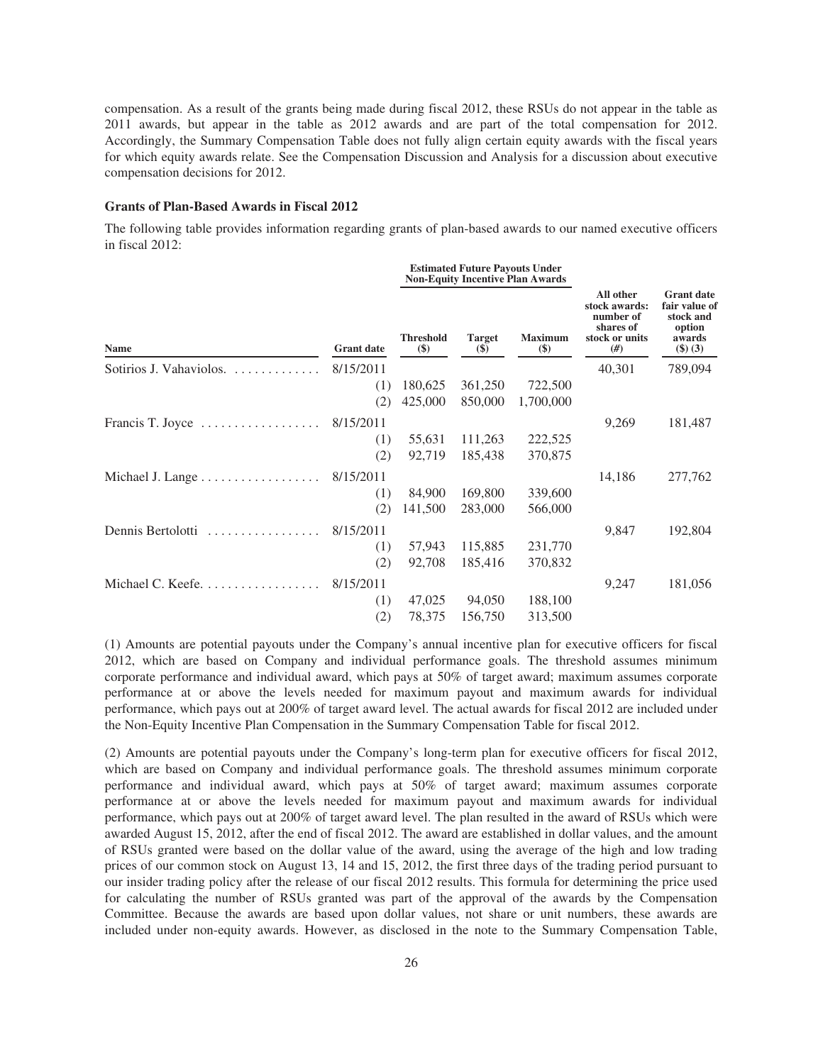compensation. As a result of the grants being made during fiscal 2012, these RSUs do not appear in the table as 2011 awards, but appear in the table as 2012 awards and are part of the total compensation for 2012. Accordingly, the Summary Compensation Table does not fully align certain equity awards with the fiscal years for which equity awards relate. See the Compensation Discussion and Analysis for a discussion about executive compensation decisions for 2012.

**Grants of Plan-Based Awards in Fiscal 2012**

The following table provides information regarding grants of plan-based awards to our named executive officers in fiscal 2012:

| | | Estimated Future Payouts Under Non-Equity Incentive Plan Awards | | | | |
|---|---|---|---|---|---|---|
| **Name** | **Grant date** | **Threshold ($)** | **Target ($)** | **Maximum ($)** | **All other stock awards: number of shares of stock or units (#)** | **Grant date fair value of stock and option awards ($) (3)** |
| Sotirios J. Vahaviolos. | 8/15/2011 | | | | 40,301 | 789,094 |
| | (1) | 180,625 | 361,250 | 722,500 | | |
| | (2) | 425,000 | 850,000 | 1,700,000 | | |
| Francis T. Joyce | 8/15/2011 | | | | 9,269 | 181,487 |
| | (1) | 55,631 | 111,263 | 222,525 | | |
| | (2) | 92,719 | 185,438 | 370,875 | | |
| Michael J. Lange | 8/15/2011 | | | | 14,186 | 277,762 |
| | (1) | 84,900 | 169,800 | 339,600 | | |
| | (2) | 141,500 | 283,000 | 566,000 | | |
| Dennis Bertolotti | 8/15/2011 | | | | 9,847 | 192,804 |
| | (1) | 57,943 | 115,885 | 231,770 | | |
| | (2) | 92,708 | 185,416 | 370,832 | | |
| Michael C. Keefe. | 8/15/2011 | | | | 9,247 | 181,056 |
| | (1) | 47,025 | 94,050 | 188,100 | | |
| | (2) | 78,375 | 156,750 | 313,500 | | |

(1) Amounts are potential payouts under the Company's annual incentive plan for executive officers for fiscal 2012, which are based on Company and individual performance goals. The threshold assumes minimum corporate performance and individual award, which pays at 50% of target award; maximum assumes corporate performance at or above the levels needed for maximum payout and maximum awards for individual performance, which pays out at 200% of target award level. The actual awards for fiscal 2012 are included under the Non-Equity Incentive Plan Compensation in the Summary Compensation Table for fiscal 2012.

(2) Amounts are potential payouts under the Company's long-term plan for executive officers for fiscal 2012, which are based on Company and individual performance goals. The threshold assumes minimum corporate performance and individual award, which pays at 50% of target award; maximum assumes corporate performance at or above the levels needed for maximum payout and maximum awards for individual performance, which pays out at 200% of target award level. The plan resulted in the award of RSUs which were awarded August 15, 2012, after the end of fiscal 2012. The award are established in dollar values, and the amount of RSUs granted were based on the dollar value of the award, using the average of the high and low trading prices of our common stock on August 13, 14 and 15, 2012, the first three days of the trading period pursuant to our insider trading policy after the release of our fiscal 2012 results. This formula for determining the price used for calculating the number of RSUs granted was part of the approval of the awards by the Compensation Committee. Because the awards are based upon dollar values, not share or unit numbers, these awards are included under non-equity awards. However, as disclosed in the note to the Summary Compensation Table,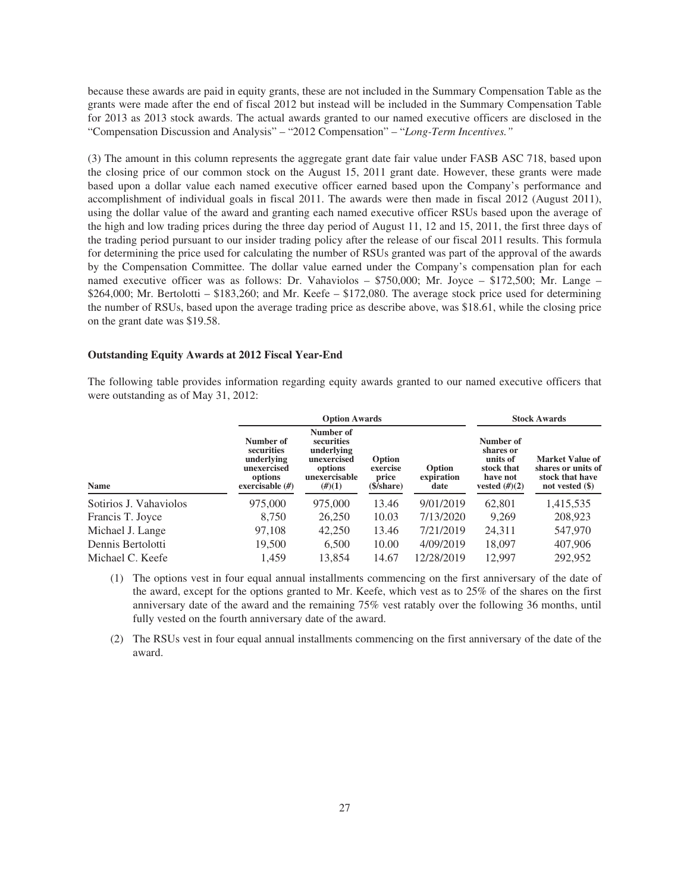because these awards are paid in equity grants, these are not included in the Summary Compensation Table as the grants were made after the end of fiscal 2012 but instead will be included in the Summary Compensation Table for 2013 as 2013 stock awards. The actual awards granted to our named executive officers are disclosed in the "Compensation Discussion and Analysis" – "2012 Compensation" – "*Long-Term Incentives.*"

(3) The amount in this column represents the aggregate grant date fair value under FASB ASC 718, based upon the closing price of our common stock on the August 15, 2011 grant date. However, these grants were made based upon a dollar value each named executive officer earned based upon the Company's performance and accomplishment of individual goals in fiscal 2011. The awards were then made in fiscal 2012 (August 2011), using the dollar value of the award and granting each named executive officer RSUs based upon the average of the high and low trading prices during the three day period of August 11, 12 and 15, 2011, the first three days of the trading period pursuant to our insider trading policy after the release of our fiscal 2011 results. This formula for determining the price used for calculating the number of RSUs granted was part of the approval of the awards by the Compensation Committee. The dollar value earned under the Company's compensation plan for each named executive officer was as follows: Dr. Vahaviolos – $750,000; Mr. Joyce – $172,500; Mr. Lange – $264,000; Mr. Bertolotti – $183,260; and Mr. Keefe – $172,080. The average stock price used for determining the number of RSUs, based upon the average trading price as describe above, was $18.61, while the closing price on the grant date was $19.58.

### Outstanding Equity Awards at 2012 Fiscal Year-End

The following table provides information regarding equity awards granted to our named executive officers that were outstanding as of May 31, 2012:

| | Option Awards | | | | Stock Awards | |
|---|---|---|---|---|---|---|
| Name | Number of securities underlying unexercised options exercisable (#) | Number of securities underlying unexercised options unexercisable (#)(1) | Option exercise price ($/share) | Option expiration date | Number of shares or units of stock that have not vested (#)(2) | Market Value of shares or units of stock that have not vested ($) |
| Sotirios J. Vahaviolos | 975,000 | 975,000 | 13.46 | 9/01/2019 | 62,801 | 1,415,535 |
| Francis T. Joyce | 8,750 | 26,250 | 10.03 | 7/13/2020 | 9,269 | 208,923 |
| Michael J. Lange | 97,108 | 42,250 | 13.46 | 7/21/2019 | 24,311 | 547,970 |
| Dennis Bertolotti | 19,500 | 6,500 | 10.00 | 4/09/2019 | 18,097 | 407,906 |
| Michael C. Keefe | 1,459 | 13,854 | 14.67 | 12/28/2019 | 12,997 | 292,952 |

(1) The options vest in four equal annual installments commencing on the first anniversary of the date of the award, except for the options granted to Mr. Keefe, which vest as to 25% of the shares on the first anniversary date of the award and the remaining 75% vest ratably over the following 36 months, until fully vested on the fourth anniversary date of the award.

(2) The RSUs vest in four equal annual installments commencing on the first anniversary of the date of the award.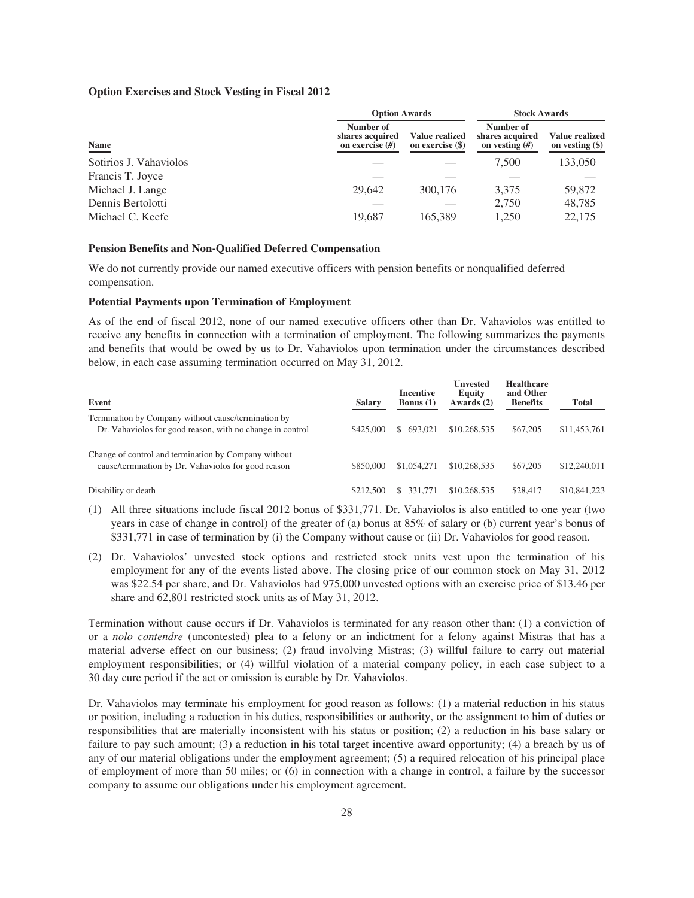### Option Exercises and Stock Vesting in Fiscal 2012

| Name | Option Awards | | Stock Awards | |
|---|---|---|---|---|
| | Number of shares acquired on exercise (#) | Value realized on exercise ($) | Number of shares acquired on vesting (#) | Value realized on vesting ($) |
| Sotirios J. Vahaviolos | — | — | 7,500 | 133,050 |
| Francis T. Joyce | — | — | — | — |
| Michael J. Lange | 29,642 | 300,176 | 3,375 | 59,872 |
| Dennis Bertolotti | — | — | 2,750 | 48,785 |
| Michael C. Keefe | 19,687 | 165,389 | 1,250 | 22,175 |

### Pension Benefits and Non-Qualified Deferred Compensation

We do not currently provide our named executive officers with pension benefits or nonqualified deferred compensation.

### Potential Payments upon Termination of Employment

As of the end of fiscal 2012, none of our named executive officers other than Dr. Vahaviolos was entitled to receive any benefits in connection with a termination of employment. The following summarizes the payments and benefits that would be owed by us to Dr. Vahaviolos upon termination under the circumstances described below, in each case assuming termination occurred on May 31, 2012.

| Event | Salary | Incentive Bonus (1) | Unvested Equity Awards (2) | Healthcare and Other Benefits | Total |
|---|---|---|---|---|---|
| Termination by Company without cause/termination by Dr. Vahaviolos for good reason, with no change in control | $425,000 | $ 693,021 | $10,268,535 | $67,205 | $11,453,761 |
| Change of control and termination by Company without cause/termination by Dr. Vahaviolos for good reason | $850,000 | $1,054,271 | $10,268,535 | $67,205 | $12,240,011 |
| Disability or death | $212,500 | $ 331,771 | $10,268,535 | $28,417 | $10,841,223 |

(1) All three situations include fiscal 2012 bonus of $331,771. Dr. Vahaviolos is also entitled to one year (two years in case of change in control) of the greater of (a) bonus at 85% of salary or (b) current year's bonus of $331,771 in case of termination by (i) the Company without cause or (ii) Dr. Vahaviolos for good reason.

(2) Dr. Vahaviolos' unvested stock options and restricted stock units vest upon the termination of his employment for any of the events listed above. The closing price of our common stock on May 31, 2012 was $22.54 per share, and Dr. Vahaviolos had 975,000 unvested options with an exercise price of $13.46 per share and 62,801 restricted stock units as of May 31, 2012.

Termination without cause occurs if Dr. Vahaviolos is terminated for any reason other than: (1) a conviction of or a *nolo contendre* (uncontested) plea to a felony or an indictment for a felony against Mistras that has a material adverse effect on our business; (2) fraud involving Mistras; (3) willful failure to carry out material employment responsibilities; or (4) willful violation of a material company policy, in each case subject to a 30 day cure period if the act or omission is curable by Dr. Vahaviolos.

Dr. Vahaviolos may terminate his employment for good reason as follows: (1) a material reduction in his status or position, including a reduction in his duties, responsibilities or authority, or the assignment to him of duties or responsibilities that are materially inconsistent with his status or position; (2) a reduction in his base salary or failure to pay such amount; (3) a reduction in his total target incentive award opportunity; (4) a breach by us of any of our material obligations under the employment agreement; (5) a required relocation of his principal place of employment of more than 50 miles; or (6) in connection with a change in control, a failure by the successor company to assume our obligations under his employment agreement.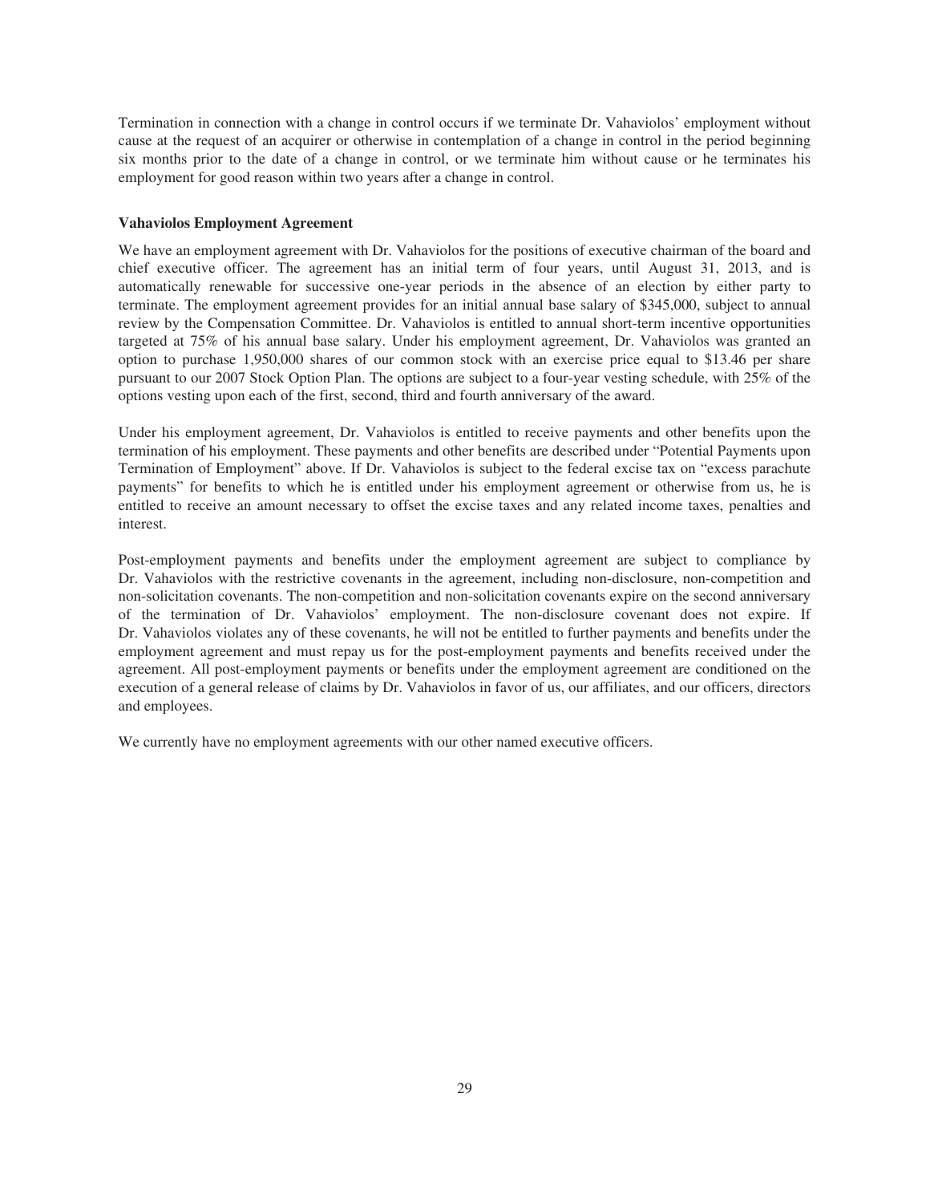Termination in connection with a change in control occurs if we terminate Dr. Vahaviolos' employment without cause at the request of an acquirer or otherwise in contemplation of a change in control in the period beginning six months prior to the date of a change in control, or we terminate him without cause or he terminates his employment for good reason within two years after a change in control.

**Vahaviolos Employment Agreement**

We have an employment agreement with Dr. Vahaviolos for the positions of executive chairman of the board and chief executive officer. The agreement has an initial term of four years, until August 31, 2013, and is automatically renewable for successive one-year periods in the absence of an election by either party to terminate. The employment agreement provides for an initial annual base salary of $345,000, subject to annual review by the Compensation Committee. Dr. Vahaviolos is entitled to annual short-term incentive opportunities targeted at 75% of his annual base salary. Under his employment agreement, Dr. Vahaviolos was granted an option to purchase 1,950,000 shares of our common stock with an exercise price equal to $13.46 per share pursuant to our 2007 Stock Option Plan. The options are subject to a four-year vesting schedule, with 25% of the options vesting upon each of the first, second, third and fourth anniversary of the award.

Under his employment agreement, Dr. Vahaviolos is entitled to receive payments and other benefits upon the termination of his employment. These payments and other benefits are described under "Potential Payments upon Termination of Employment" above. If Dr. Vahaviolos is subject to the federal excise tax on "excess parachute payments" for benefits to which he is entitled under his employment agreement or otherwise from us, he is entitled to receive an amount necessary to offset the excise taxes and any related income taxes, penalties and interest.

Post-employment payments and benefits under the employment agreement are subject to compliance by Dr. Vahaviolos with the restrictive covenants in the agreement, including non-disclosure, non-competition and non-solicitation covenants. The non-competition and non-solicitation covenants expire on the second anniversary of the termination of Dr. Vahaviolos' employment. The non-disclosure covenant does not expire. If Dr. Vahaviolos violates any of these covenants, he will not be entitled to further payments and benefits under the employment agreement and must repay us for the post-employment payments and benefits received under the agreement. All post-employment payments or benefits under the employment agreement are conditioned on the execution of a general release of claims by Dr. Vahaviolos in favor of us, our affiliates, and our officers, directors and employees.

We currently have no employment agreements with our other named executive officers.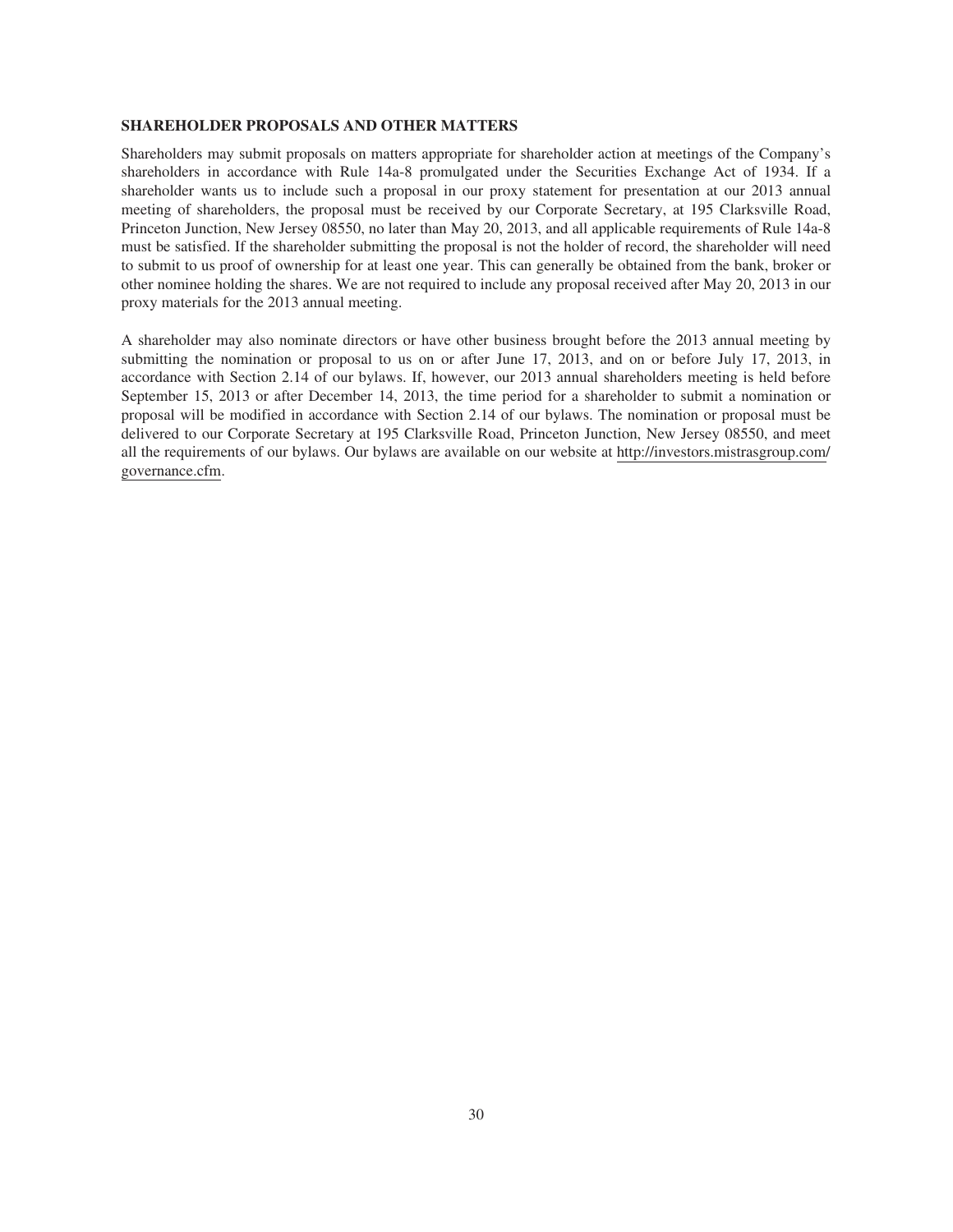### SHAREHOLDER PROPOSALS AND OTHER MATTERS

Shareholders may submit proposals on matters appropriate for shareholder action at meetings of the Company's shareholders in accordance with Rule 14a-8 promulgated under the Securities Exchange Act of 1934. If a shareholder wants us to include such a proposal in our proxy statement for presentation at our 2013 annual meeting of shareholders, the proposal must be received by our Corporate Secretary, at 195 Clarksville Road, Princeton Junction, New Jersey 08550, no later than May 20, 2013, and all applicable requirements of Rule 14a-8 must be satisfied. If the shareholder submitting the proposal is not the holder of record, the shareholder will need to submit to us proof of ownership for at least one year. This can generally be obtained from the bank, broker or other nominee holding the shares. We are not required to include any proposal received after May 20, 2013 in our proxy materials for the 2013 annual meeting.

A shareholder may also nominate directors or have other business brought before the 2013 annual meeting by submitting the nomination or proposal to us on or after June 17, 2013, and on or before July 17, 2013, in accordance with Section 2.14 of our bylaws. If, however, our 2013 annual shareholders meeting is held before September 15, 2013 or after December 14, 2013, the time period for a shareholder to submit a nomination or proposal will be modified in accordance with Section 2.14 of our bylaws. The nomination or proposal must be delivered to our Corporate Secretary at 195 Clarksville Road, Princeton Junction, New Jersey 08550, and meet all the requirements of our bylaws. Our bylaws are available on our website at http://investors.mistrasgroup.com/governance.cfm.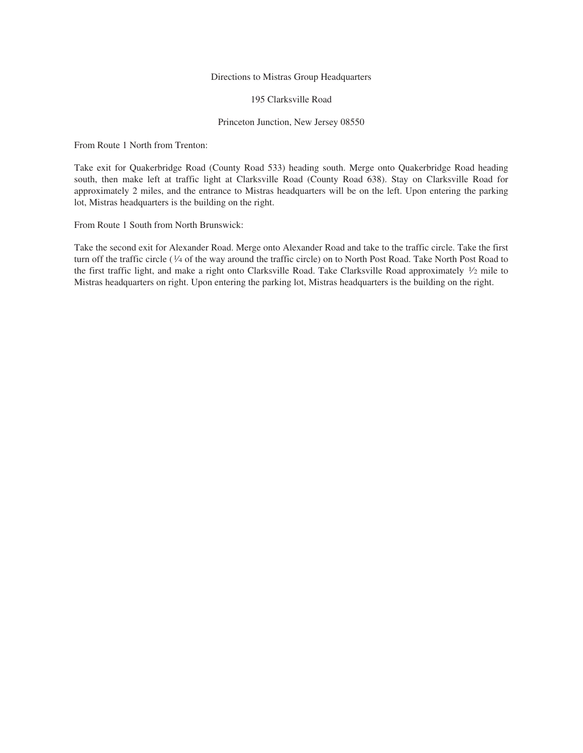Directions to Mistras Group Headquarters

195 Clarksville Road

Princeton Junction, New Jersey 08550

From Route 1 North from Trenton:

Take exit for Quakerbridge Road (County Road 533) heading south. Merge onto Quakerbridge Road heading south, then make left at traffic light at Clarksville Road (County Road 638). Stay on Clarksville Road for approximately 2 miles, and the entrance to Mistras headquarters will be on the left. Upon entering the parking lot, Mistras headquarters is the building on the right.

From Route 1 South from North Brunswick:

Take the second exit for Alexander Road. Merge onto Alexander Road and take to the traffic circle. Take the first turn off the traffic circle (¼ of the way around the traffic circle) on to North Post Road. Take North Post Road to the first traffic light, and make a right onto Clarksville Road. Take Clarksville Road approximately ½ mile to Mistras headquarters on right. Upon entering the parking lot, Mistras headquarters is the building on the right.